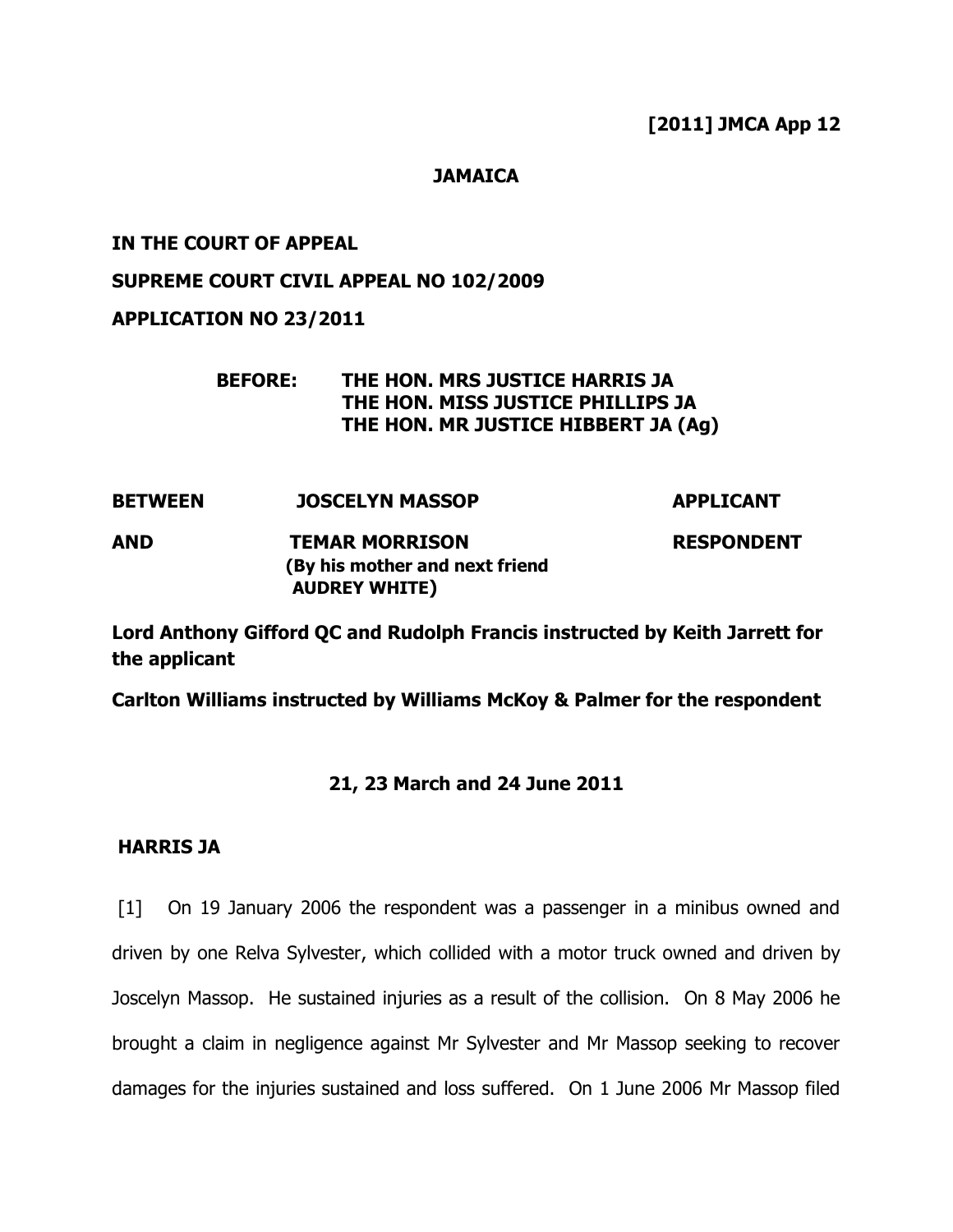**[2011] JMCA App 12**

**JAMAICA**

**IN THE COURT OF APPEAL**

**SUPREME COURT CIVIL APPEAL NO 102/2009**

**APPLICATION NO 23/2011**

**BEFORE: THE HON. MRS JUSTICE HARRIS JA**
**THE HON. MISS JUSTICE PHILLIPS JA**
**THE HON. MR JUSTICE HIBBERT JA (Ag)**

| | | |
|---|---|---|
| **BETWEEN** | **JOSCELYN MASSOP** | **APPLICANT** |
| **AND** | **TEMAR MORRISON (By his mother and next friend AUDREY WHITE)** | **RESPONDENT** |

**Lord Anthony Gifford QC and Rudolph Francis instructed by Keith Jarrett for the applicant**

**Carlton Williams instructed by Williams McKoy & Palmer for the respondent**

**21, 23 March and 24 June 2011**

**HARRIS JA**

[1] On 19 January 2006 the respondent was a passenger in a minibus owned and driven by one Relva Sylvester, which collided with a motor truck owned and driven by Joscelyn Massop. He sustained injuries as a result of the collision. On 8 May 2006 he brought a claim in negligence against Mr Sylvester and Mr Massop seeking to recover damages for the injuries sustained and loss suffered. On 1 June 2006 Mr Massop filed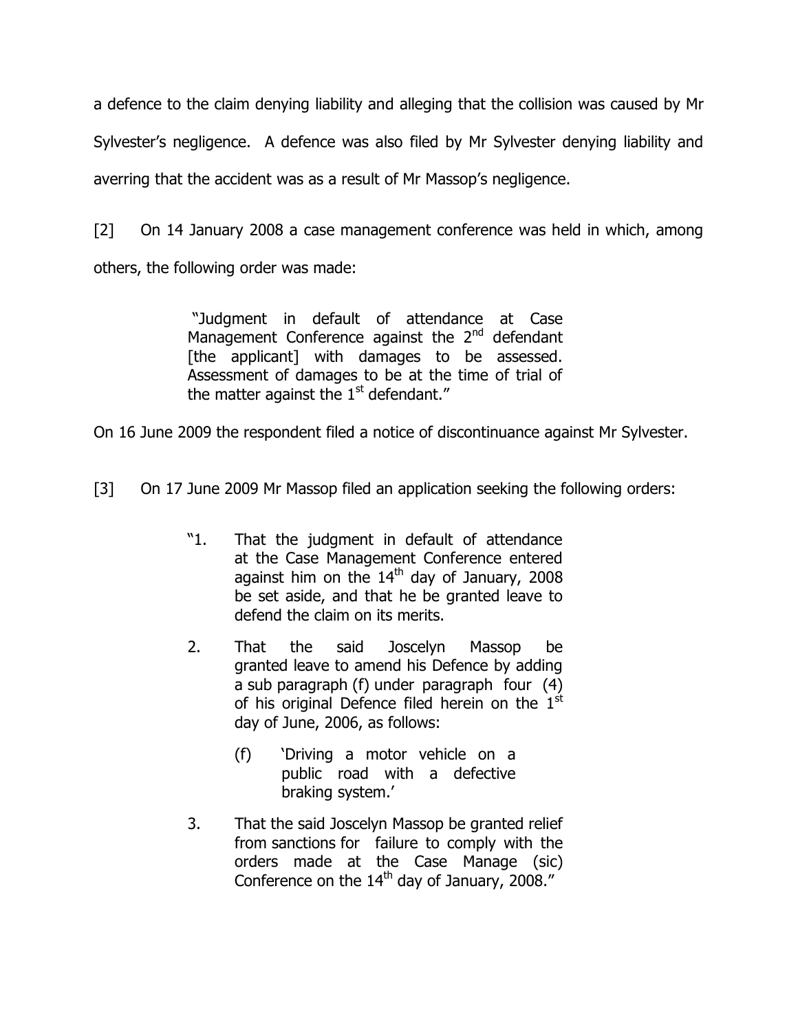a defence to the claim denying liability and alleging that the collision was caused by Mr Sylvester's negligence. A defence was also filed by Mr Sylvester denying liability and averring that the accident was as a result of Mr Massop's negligence.

[2] On 14 January 2008 a case management conference was held in which, among others, the following order was made:

> "Judgment in default of attendance at Case Management Conference against the 2nd defendant [the applicant] with damages to be assessed. Assessment of damages to be at the time of trial of the matter against the 1st defendant."

On 16 June 2009 the respondent filed a notice of discontinuance against Mr Sylvester.

[3] On 17 June 2009 Mr Massop filed an application seeking the following orders:

> "1. That the judgment in default of attendance at the Case Management Conference entered against him on the 14th day of January, 2008 be set aside, and that he be granted leave to defend the claim on its merits.
>
> 2. That the said Joscelyn Massop be granted leave to amend his Defence by adding a sub paragraph (f) under paragraph four (4) of his original Defence filed herein on the 1st day of June, 2006, as follows:
>
> (f) 'Driving a motor vehicle on a public road with a defective braking system.'
>
> 3. That the said Joscelyn Massop be granted relief from sanctions for failure to comply with the orders made at the Case Manage (sic) Conference on the 14th day of January, 2008."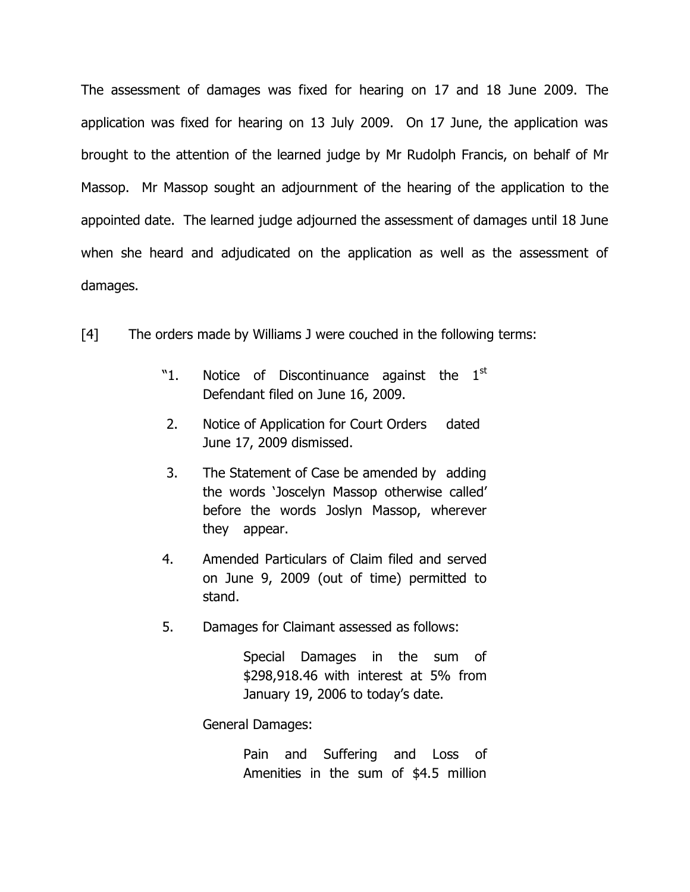The assessment of damages was fixed for hearing on 17 and 18 June 2009. The application was fixed for hearing on 13 July 2009. On 17 June, the application was brought to the attention of the learned judge by Mr Rudolph Francis, on behalf of Mr Massop. Mr Massop sought an adjournment of the hearing of the application to the appointed date. The learned judge adjourned the assessment of damages until 18 June when she heard and adjudicated on the application as well as the assessment of damages.

[4] The orders made by Williams J were couched in the following terms:

> "1. Notice of Discontinuance against the 1st Defendant filed on June 16, 2009.
>
> 2. Notice of Application for Court Orders dated June 17, 2009 dismissed.
>
> 3. The Statement of Case be amended by adding the words 'Joscelyn Massop otherwise called' before the words Joslyn Massop, wherever they appear.
>
> 4. Amended Particulars of Claim filed and served on June 9, 2009 (out of time) permitted to stand.
>
> 5. Damages for Claimant assessed as follows:
>
> Special Damages in the sum of $298,918.46 with interest at 5% from January 19, 2006 to today's date.
>
> General Damages:
>
> Pain and Suffering and Loss of Amenities in the sum of $4.5 million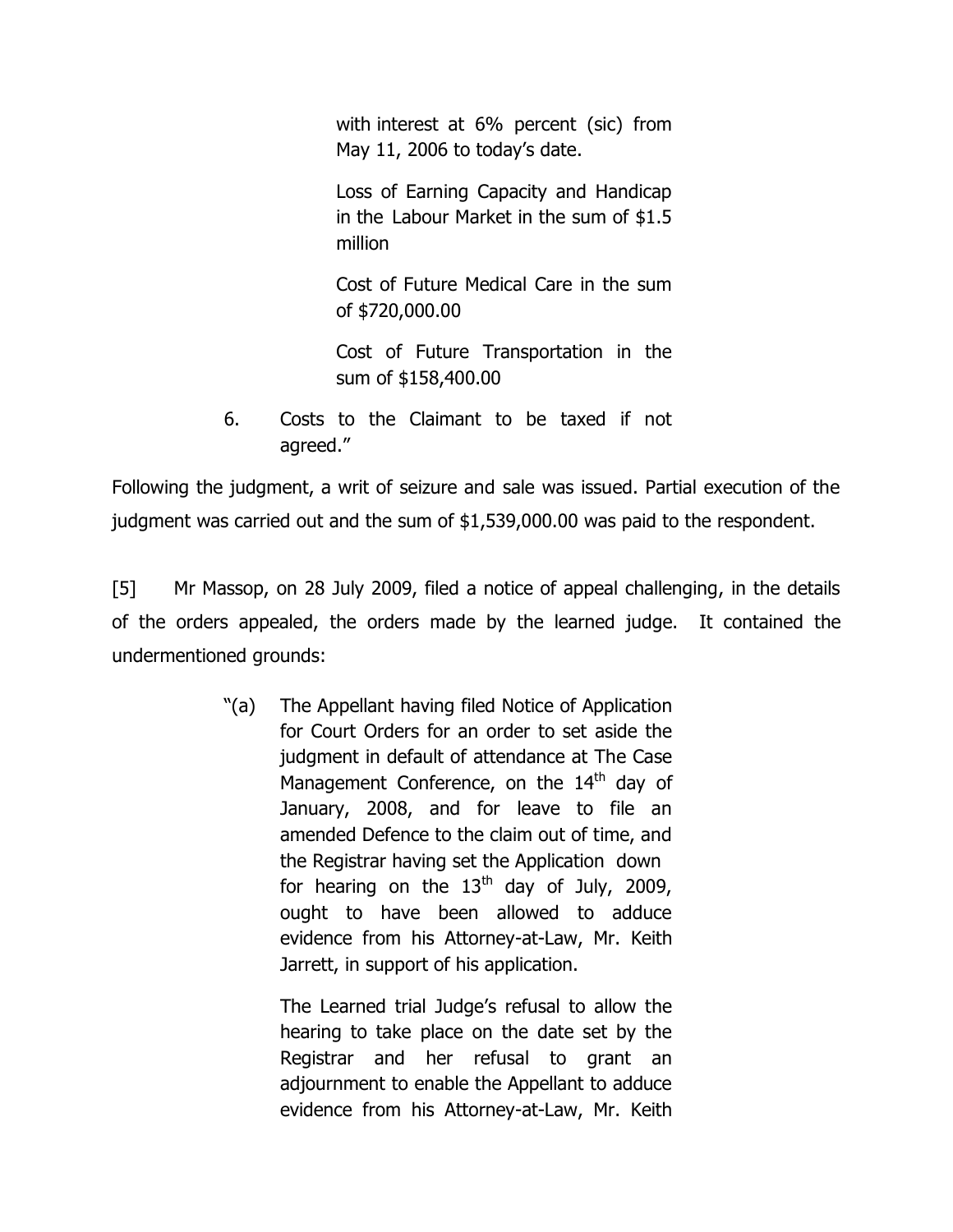> with interest at 6% percent (sic) from May 11, 2006 to today's date.
>
> Loss of Earning Capacity and Handicap in the Labour Market in the sum of $1.5 million
>
> Cost of Future Medical Care in the sum of $720,000.00
>
> Cost of Future Transportation in the sum of $158,400.00
>
> 6. Costs to the Claimant to be taxed if not agreed."

Following the judgment, a writ of seizure and sale was issued. Partial execution of the judgment was carried out and the sum of $1,539,000.00 was paid to the respondent.

[5] Mr Massop, on 28 July 2009, filed a notice of appeal challenging, in the details of the orders appealed, the orders made by the learned judge. It contained the undermentioned grounds:

> "(a) The Appellant having filed Notice of Application for Court Orders for an order to set aside the judgment in default of attendance at The Case Management Conference, on the 14th day of January, 2008, and for leave to file an amended Defence to the claim out of time, and the Registrar having set the Application down for hearing on the 13th day of July, 2009, ought to have been allowed to adduce evidence from his Attorney-at-Law, Mr. Keith Jarrett, in support of his application.
>
> The Learned trial Judge's refusal to allow the hearing to take place on the date set by the Registrar and her refusal to grant an adjournment to enable the Appellant to adduce evidence from his Attorney-at-Law, Mr. Keith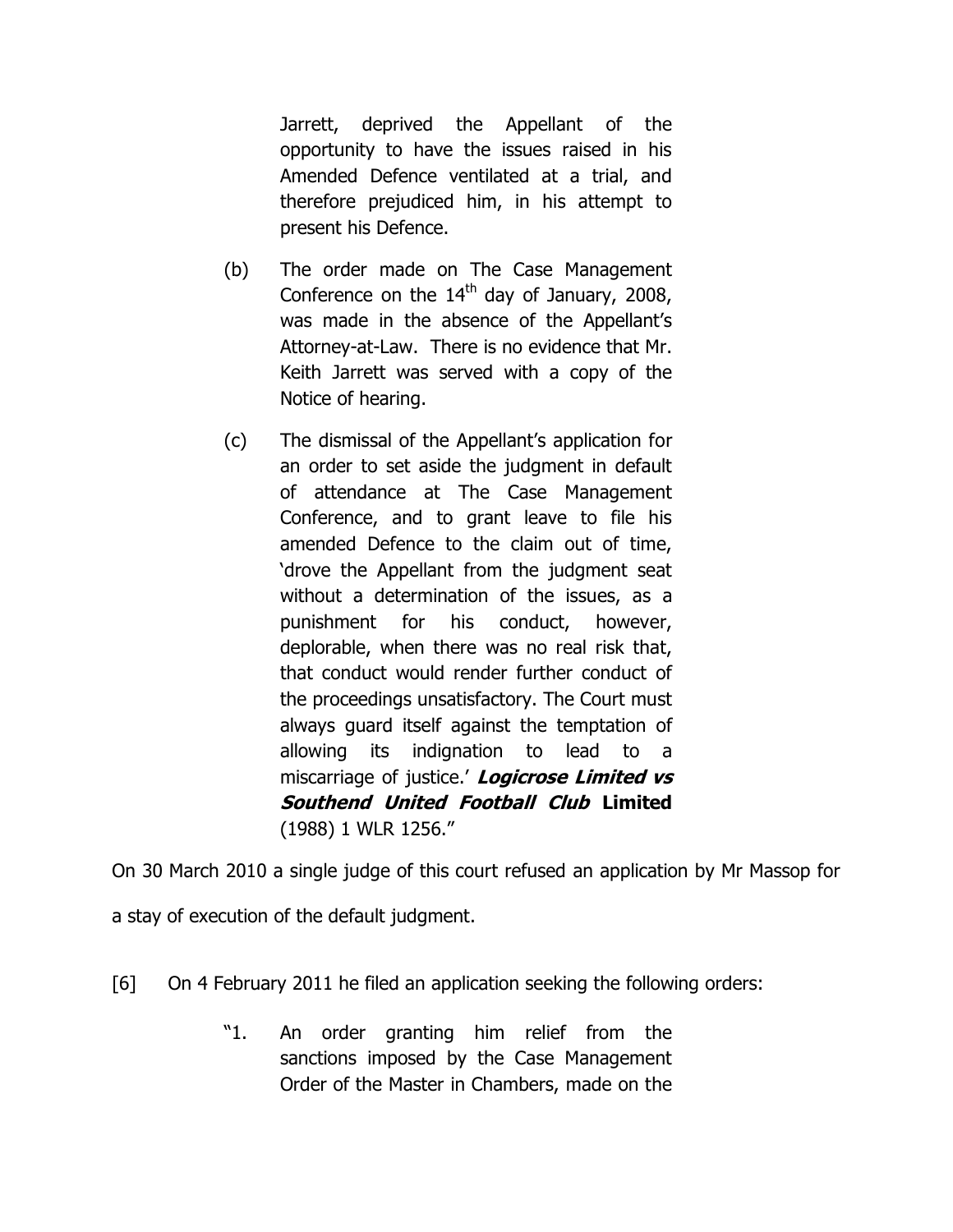> Jarrett, deprived the Appellant of the opportunity to have the issues raised in his Amended Defence ventilated at a trial, and therefore prejudiced him, in his attempt to present his Defence.
>
> (b) The order made on The Case Management Conference on the 14th day of January, 2008, was made in the absence of the Appellant's Attorney-at-Law. There is no evidence that Mr. Keith Jarrett was served with a copy of the Notice of hearing.
>
> (c) The dismissal of the Appellant's application for an order to set aside the judgment in default of attendance at The Case Management Conference, and to grant leave to file his amended Defence to the claim out of time, 'drove the Appellant from the judgment seat without a determination of the issues, as a punishment for his conduct, however, deplorable, when there was no real risk that, that conduct would render further conduct of the proceedings unsatisfactory. The Court must always guard itself against the temptation of allowing its indignation to lead to a miscarriage of justice.' ***Logicrose Limited vs Southend United Football Club* Limited** (1988) 1 WLR 1256."

On 30 March 2010 a single judge of this court refused an application by Mr Massop for a stay of execution of the default judgment.

[6] On 4 February 2011 he filed an application seeking the following orders:

> "1. An order granting him relief from the sanctions imposed by the Case Management Order of the Master in Chambers, made on the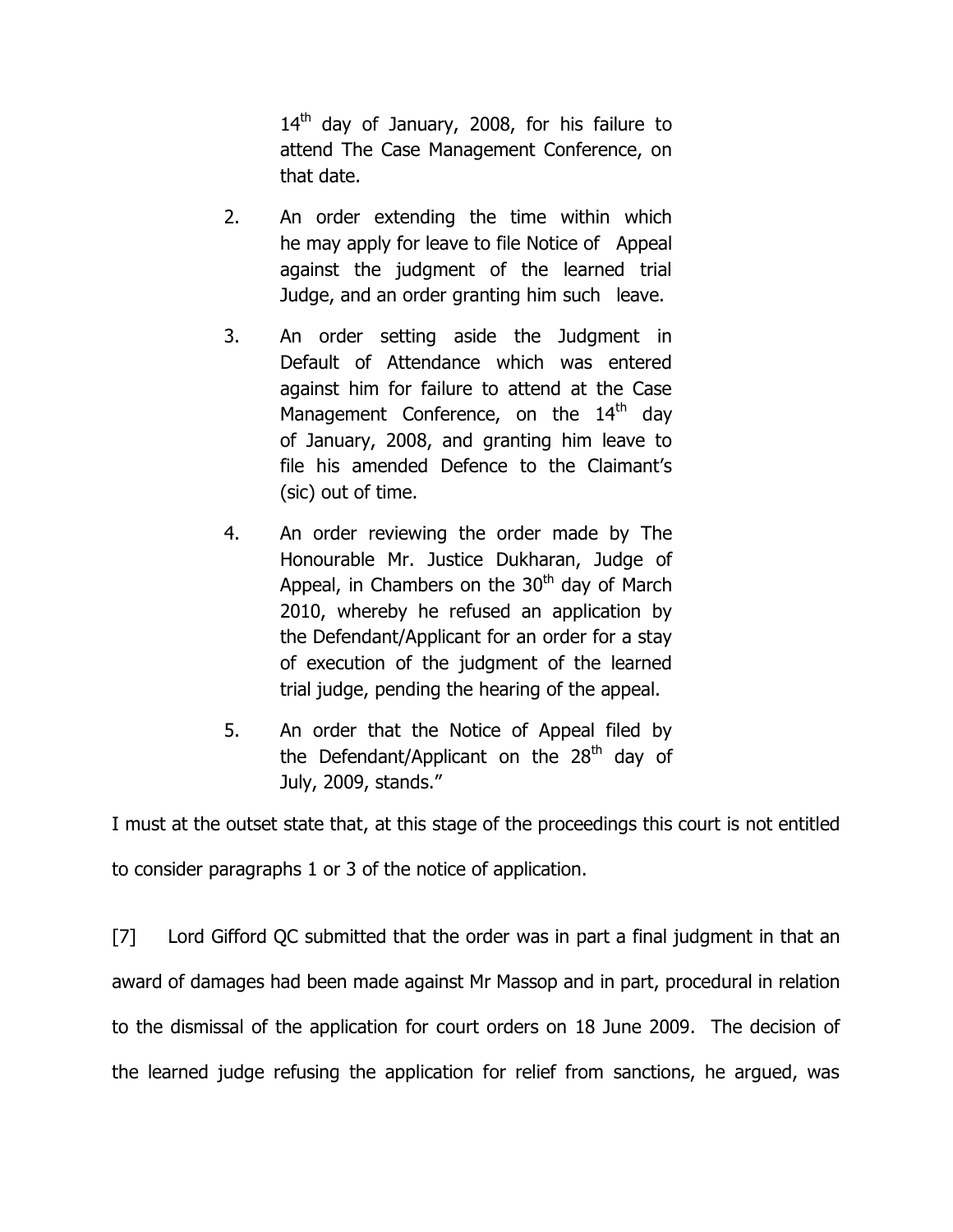14th day of January, 2008, for his failure to attend The Case Management Conference, on that date.

2. An order extending the time within which he may apply for leave to file Notice of Appeal against the judgment of the learned trial Judge, and an order granting him such leave.

3. An order setting aside the Judgment in Default of Attendance which was entered against him for failure to attend at the Case Management Conference, on the 14th day of January, 2008, and granting him leave to file his amended Defence to the Claimant's (sic) out of time.

4. An order reviewing the order made by The Honourable Mr. Justice Dukharan, Judge of Appeal, in Chambers on the 30th day of March 2010, whereby he refused an application by the Defendant/Applicant for an order for a stay of execution of the judgment of the learned trial judge, pending the hearing of the appeal.

5. An order that the Notice of Appeal filed by the Defendant/Applicant on the 28th day of July, 2009, stands."

I must at the outset state that, at this stage of the proceedings this court is not entitled to consider paragraphs 1 or 3 of the notice of application.

[7] Lord Gifford QC submitted that the order was in part a final judgment in that an award of damages had been made against Mr Massop and in part, procedural in relation to the dismissal of the application for court orders on 18 June 2009. The decision of the learned judge refusing the application for relief from sanctions, he argued, was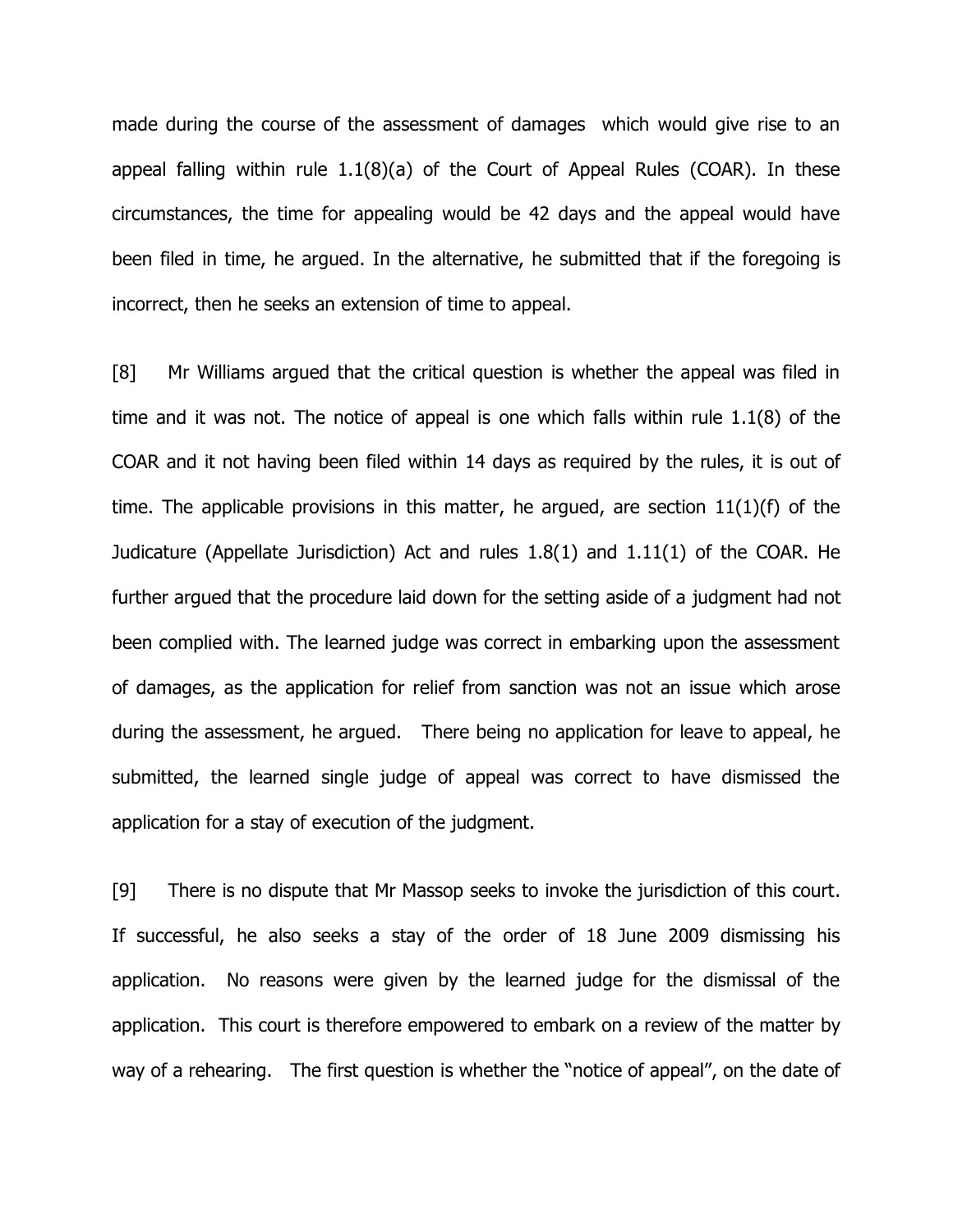made during the course of the assessment of damages which would give rise to an appeal falling within rule 1.1(8)(a) of the Court of Appeal Rules (COAR). In these circumstances, the time for appealing would be 42 days and the appeal would have been filed in time, he argued. In the alternative, he submitted that if the foregoing is incorrect, then he seeks an extension of time to appeal.

[8] Mr Williams argued that the critical question is whether the appeal was filed in time and it was not. The notice of appeal is one which falls within rule 1.1(8) of the COAR and it not having been filed within 14 days as required by the rules, it is out of time. The applicable provisions in this matter, he argued, are section 11(1)(f) of the Judicature (Appellate Jurisdiction) Act and rules 1.8(1) and 1.11(1) of the COAR. He further argued that the procedure laid down for the setting aside of a judgment had not been complied with. The learned judge was correct in embarking upon the assessment of damages, as the application for relief from sanction was not an issue which arose during the assessment, he argued. There being no application for leave to appeal, he submitted, the learned single judge of appeal was correct to have dismissed the application for a stay of execution of the judgment.

[9] There is no dispute that Mr Massop seeks to invoke the jurisdiction of this court. If successful, he also seeks a stay of the order of 18 June 2009 dismissing his application. No reasons were given by the learned judge for the dismissal of the application. This court is therefore empowered to embark on a review of the matter by way of a rehearing. The first question is whether the "notice of appeal", on the date of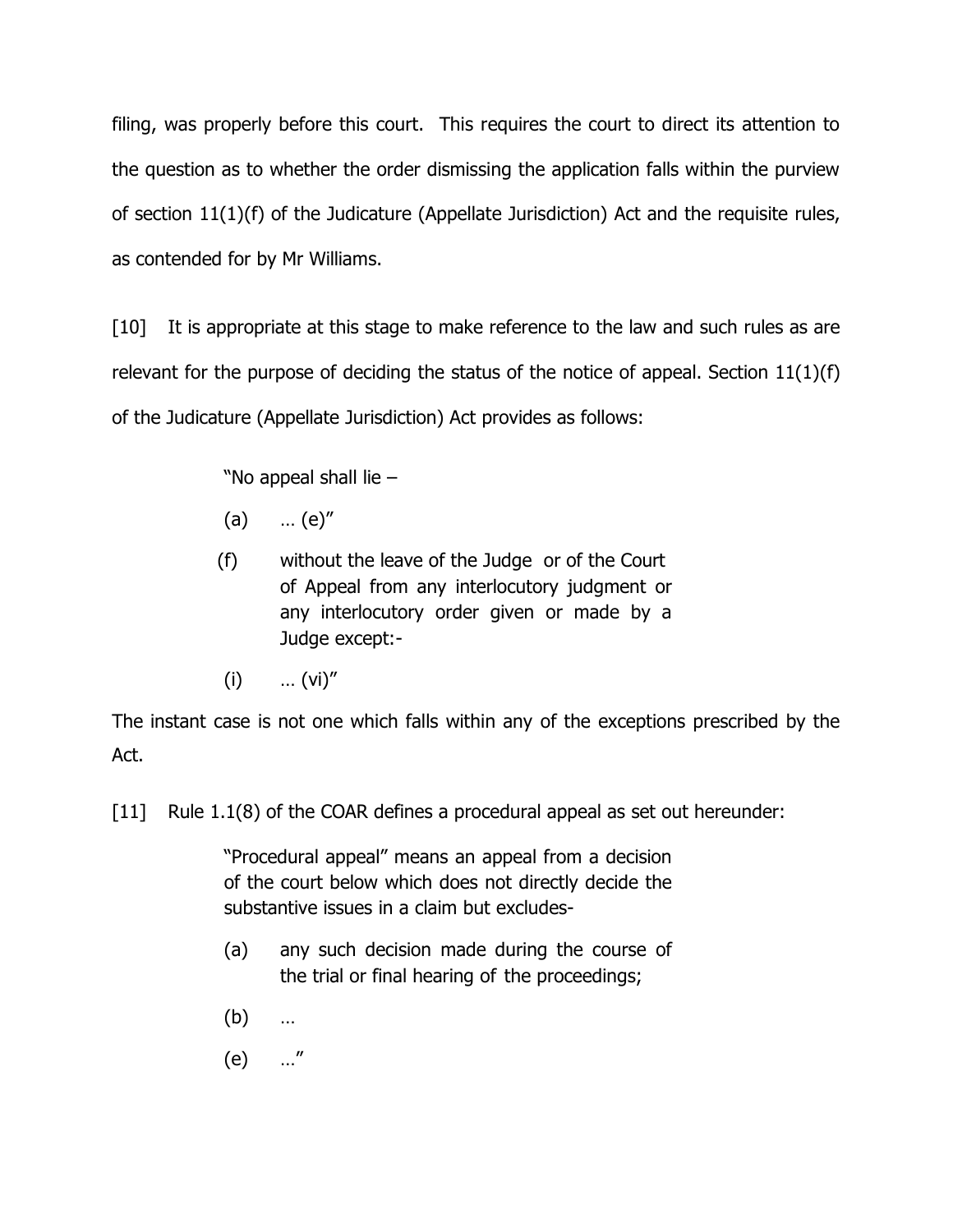filing, was properly before this court. This requires the court to direct its attention to the question as to whether the order dismissing the application falls within the purview of section 11(1)(f) of the Judicature (Appellate Jurisdiction) Act and the requisite rules, as contended for by Mr Williams.

[10] It is appropriate at this stage to make reference to the law and such rules as are relevant for the purpose of deciding the status of the notice of appeal. Section 11(1)(f) of the Judicature (Appellate Jurisdiction) Act provides as follows:

> "No appeal shall lie –
>
> (a) … (e)"
>
> (f) without the leave of the Judge or of the Court of Appeal from any interlocutory judgment or any interlocutory order given or made by a Judge except:-
>
> (i) … (vi)"

The instant case is not one which falls within any of the exceptions prescribed by the Act.

[11] Rule 1.1(8) of the COAR defines a procedural appeal as set out hereunder:

> "Procedural appeal" means an appeal from a decision of the court below which does not directly decide the substantive issues in a claim but excludes-
>
> (a) any such decision made during the course of the trial or final hearing of the proceedings;
>
> (b) …
>
> (e) …"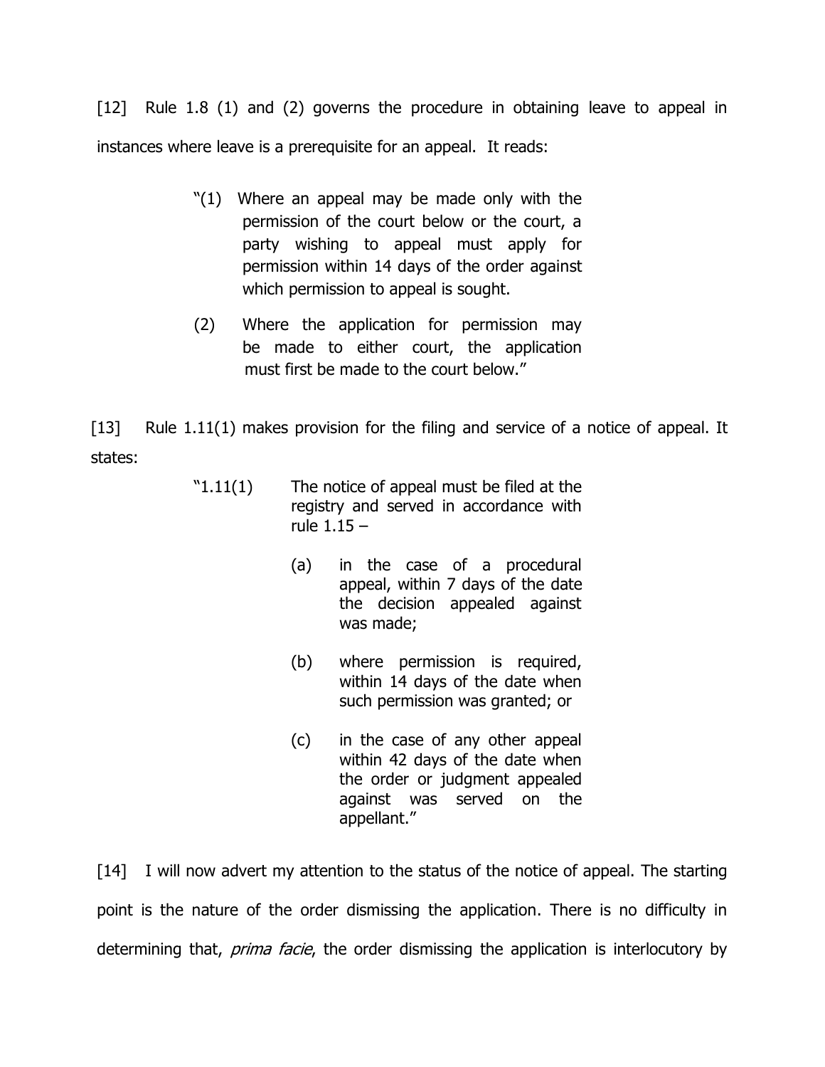[12] Rule 1.8 (1) and (2) governs the procedure in obtaining leave to appeal in instances where leave is a prerequisite for an appeal. It reads:

> "(1) Where an appeal may be made only with the permission of the court below or the court, a party wishing to appeal must apply for permission within 14 days of the order against which permission to appeal is sought.
>
> (2) Where the application for permission may be made to either court, the application must first be made to the court below."

[13] Rule 1.11(1) makes provision for the filing and service of a notice of appeal. It states:

> "1.11(1) The notice of appeal must be filed at the registry and served in accordance with rule 1.15 –
>
> (a) in the case of a procedural appeal, within 7 days of the date the decision appealed against was made;
>
> (b) where permission is required, within 14 days of the date when such permission was granted; or
>
> (c) in the case of any other appeal within 42 days of the date when the order or judgment appealed against was served on the appellant."

[14] I will now advert my attention to the status of the notice of appeal. The starting point is the nature of the order dismissing the application. There is no difficulty in determining that, *prima facie*, the order dismissing the application is interlocutory by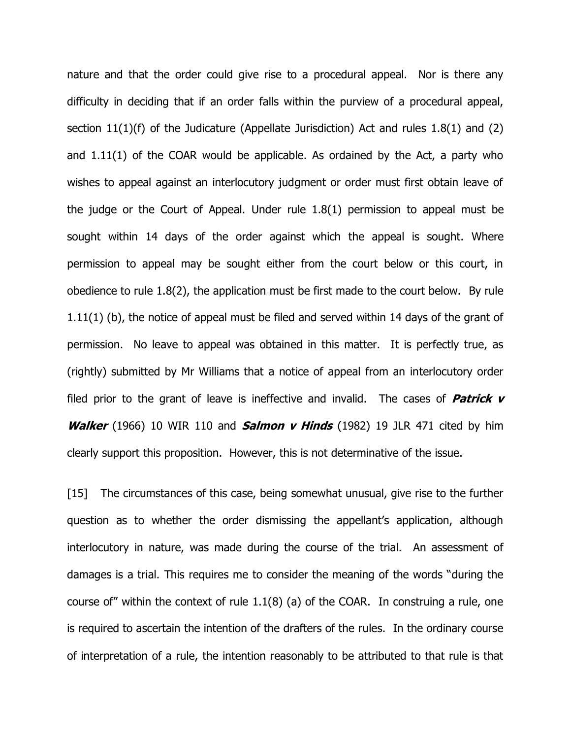nature and that the order could give rise to a procedural appeal. Nor is there any difficulty in deciding that if an order falls within the purview of a procedural appeal, section 11(1)(f) of the Judicature (Appellate Jurisdiction) Act and rules 1.8(1) and (2) and 1.11(1) of the COAR would be applicable. As ordained by the Act, a party who wishes to appeal against an interlocutory judgment or order must first obtain leave of the judge or the Court of Appeal. Under rule 1.8(1) permission to appeal must be sought within 14 days of the order against which the appeal is sought. Where permission to appeal may be sought either from the court below or this court, in obedience to rule 1.8(2), the application must be first made to the court below. By rule 1.11(1) (b), the notice of appeal must be filed and served within 14 days of the grant of permission. No leave to appeal was obtained in this matter. It is perfectly true, as (rightly) submitted by Mr Williams that a notice of appeal from an interlocutory order filed prior to the grant of leave is ineffective and invalid. The cases of ***Patrick v Walker*** (1966) 10 WIR 110 and ***Salmon v Hinds*** (1982) 19 JLR 471 cited by him clearly support this proposition. However, this is not determinative of the issue.

[15] The circumstances of this case, being somewhat unusual, give rise to the further question as to whether the order dismissing the appellant's application, although interlocutory in nature, was made during the course of the trial. An assessment of damages is a trial. This requires me to consider the meaning of the words "during the course of" within the context of rule 1.1(8) (a) of the COAR. In construing a rule, one is required to ascertain the intention of the drafters of the rules. In the ordinary course of interpretation of a rule, the intention reasonably to be attributed to that rule is that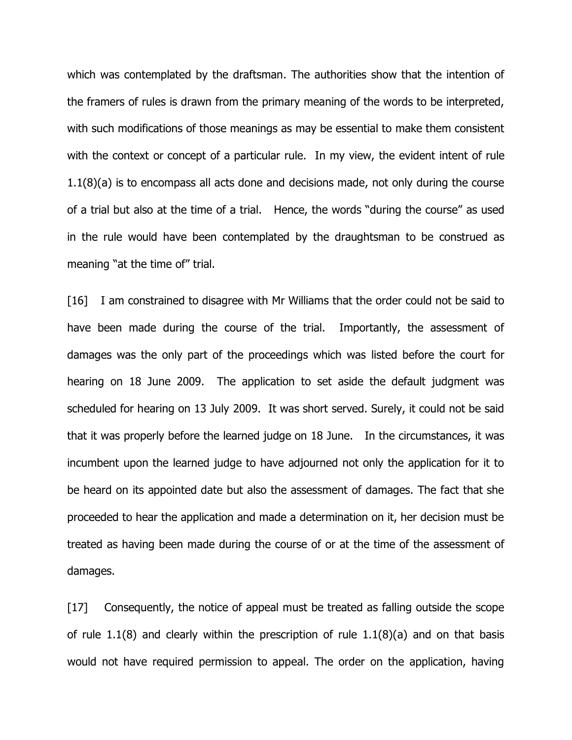which was contemplated by the draftsman. The authorities show that the intention of the framers of rules is drawn from the primary meaning of the words to be interpreted, with such modifications of those meanings as may be essential to make them consistent with the context or concept of a particular rule. In my view, the evident intent of rule 1.1(8)(a) is to encompass all acts done and decisions made, not only during the course of a trial but also at the time of a trial. Hence, the words "during the course" as used in the rule would have been contemplated by the draughtsman to be construed as meaning "at the time of" trial.

[16] I am constrained to disagree with Mr Williams that the order could not be said to have been made during the course of the trial. Importantly, the assessment of damages was the only part of the proceedings which was listed before the court for hearing on 18 June 2009. The application to set aside the default judgment was scheduled for hearing on 13 July 2009. It was short served. Surely, it could not be said that it was properly before the learned judge on 18 June. In the circumstances, it was incumbent upon the learned judge to have adjourned not only the application for it to be heard on its appointed date but also the assessment of damages. The fact that she proceeded to hear the application and made a determination on it, her decision must be treated as having been made during the course of or at the time of the assessment of damages.

[17] Consequently, the notice of appeal must be treated as falling outside the scope of rule 1.1(8) and clearly within the prescription of rule 1.1(8)(a) and on that basis would not have required permission to appeal. The order on the application, having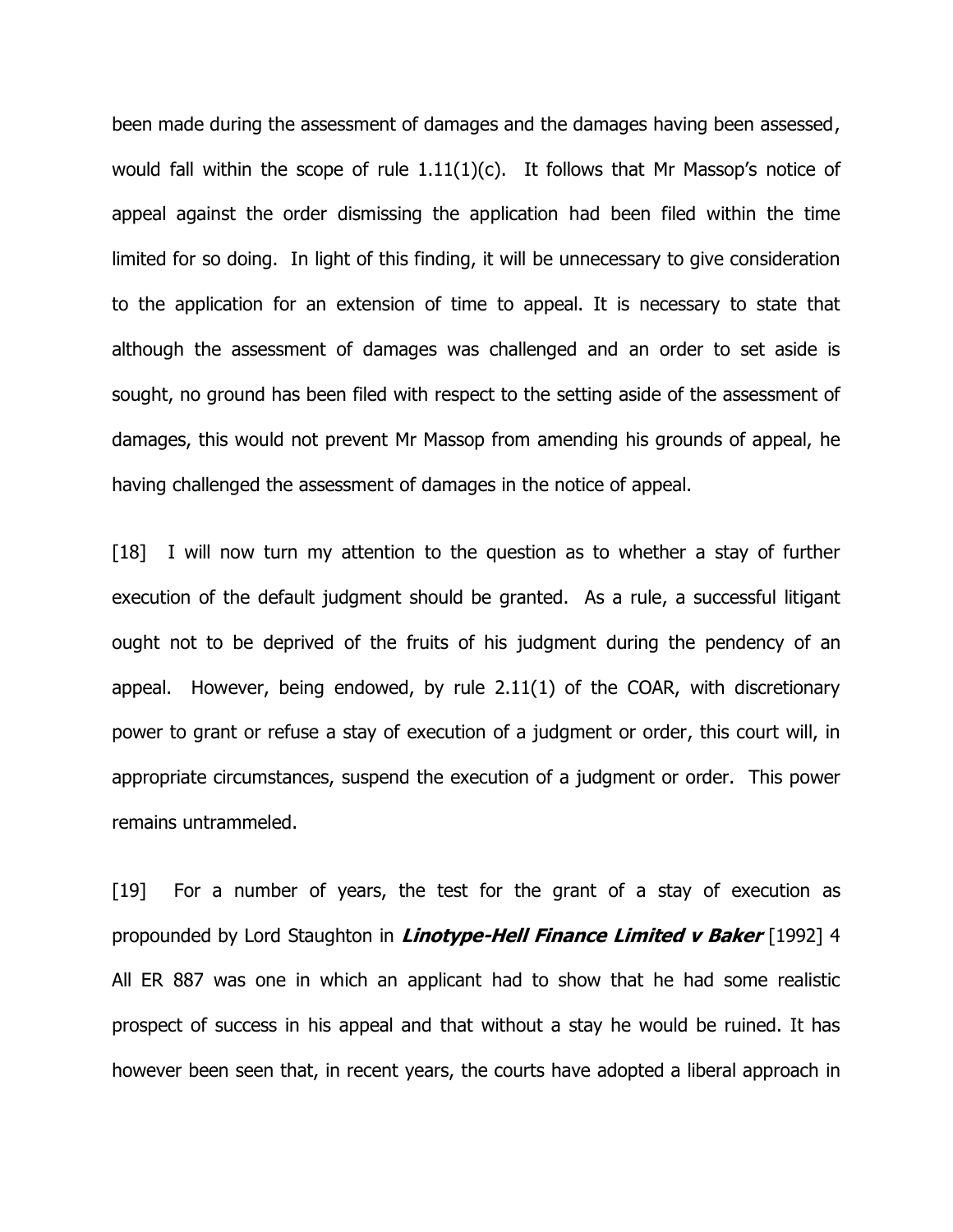been made during the assessment of damages and the damages having been assessed, would fall within the scope of rule 1.11(1)(c). It follows that Mr Massop's notice of appeal against the order dismissing the application had been filed within the time limited for so doing. In light of this finding, it will be unnecessary to give consideration to the application for an extension of time to appeal. It is necessary to state that although the assessment of damages was challenged and an order to set aside is sought, no ground has been filed with respect to the setting aside of the assessment of damages, this would not prevent Mr Massop from amending his grounds of appeal, he having challenged the assessment of damages in the notice of appeal.

[18] I will now turn my attention to the question as to whether a stay of further execution of the default judgment should be granted. As a rule, a successful litigant ought not to be deprived of the fruits of his judgment during the pendency of an appeal. However, being endowed, by rule 2.11(1) of the COAR, with discretionary power to grant or refuse a stay of execution of a judgment or order, this court will, in appropriate circumstances, suspend the execution of a judgment or order. This power remains untrammeled.

[19] For a number of years, the test for the grant of a stay of execution as propounded by Lord Staughton in ***Linotype-Hell Finance Limited v Baker*** [1992] 4 All ER 887 was one in which an applicant had to show that he had some realistic prospect of success in his appeal and that without a stay he would be ruined. It has however been seen that, in recent years, the courts have adopted a liberal approach in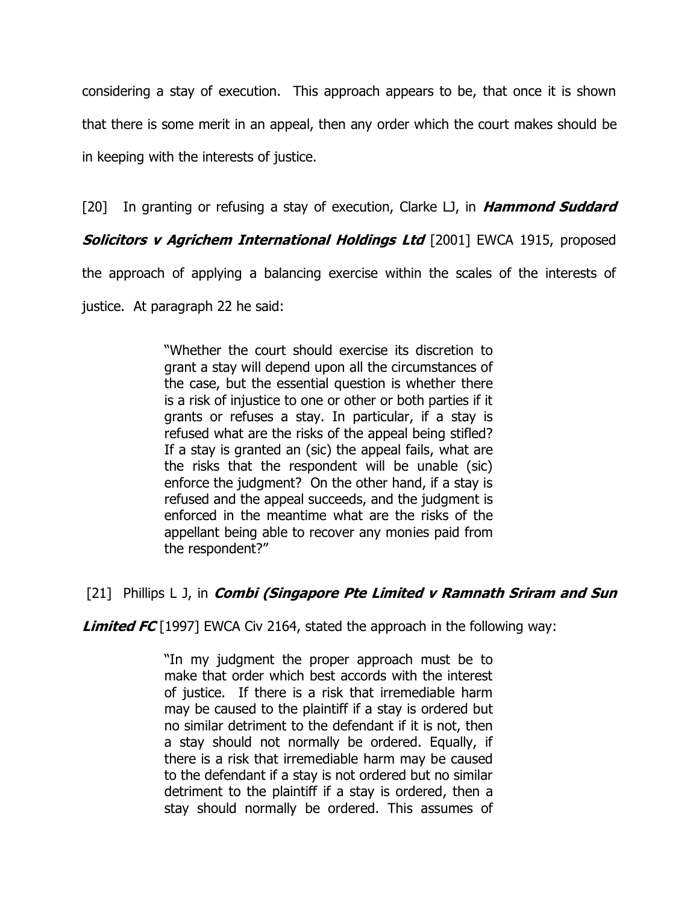considering a stay of execution. This approach appears to be, that once it is shown that there is some merit in an appeal, then any order which the court makes should be in keeping with the interests of justice.

[20] In granting or refusing a stay of execution, Clarke LJ, in ***Hammond Suddard Solicitors v Agrichem International Holdings Ltd*** [2001] EWCA 1915, proposed the approach of applying a balancing exercise within the scales of the interests of justice. At paragraph 22 he said:

> "Whether the court should exercise its discretion to grant a stay will depend upon all the circumstances of the case, but the essential question is whether there is a risk of injustice to one or other or both parties if it grants or refuses a stay. In particular, if a stay is refused what are the risks of the appeal being stifled? If a stay is granted an (sic) the appeal fails, what are the risks that the respondent will be unable (sic) enforce the judgment? On the other hand, if a stay is refused and the appeal succeeds, and the judgment is enforced in the meantime what are the risks of the appellant being able to recover any monies paid from the respondent?"

[21] Phillips L J, in ***Combi (Singapore Pte Limited v Ramnath Sriram and Sun Limited FC*** [1997] EWCA Civ 2164, stated the approach in the following way:

> "In my judgment the proper approach must be to make that order which best accords with the interest of justice. If there is a risk that irremediable harm may be caused to the plaintiff if a stay is ordered but no similar detriment to the defendant if it is not, then a stay should not normally be ordered. Equally, if there is a risk that irremediable harm may be caused to the defendant if a stay is not ordered but no similar detriment to the plaintiff if a stay is ordered, then a stay should normally be ordered. This assumes of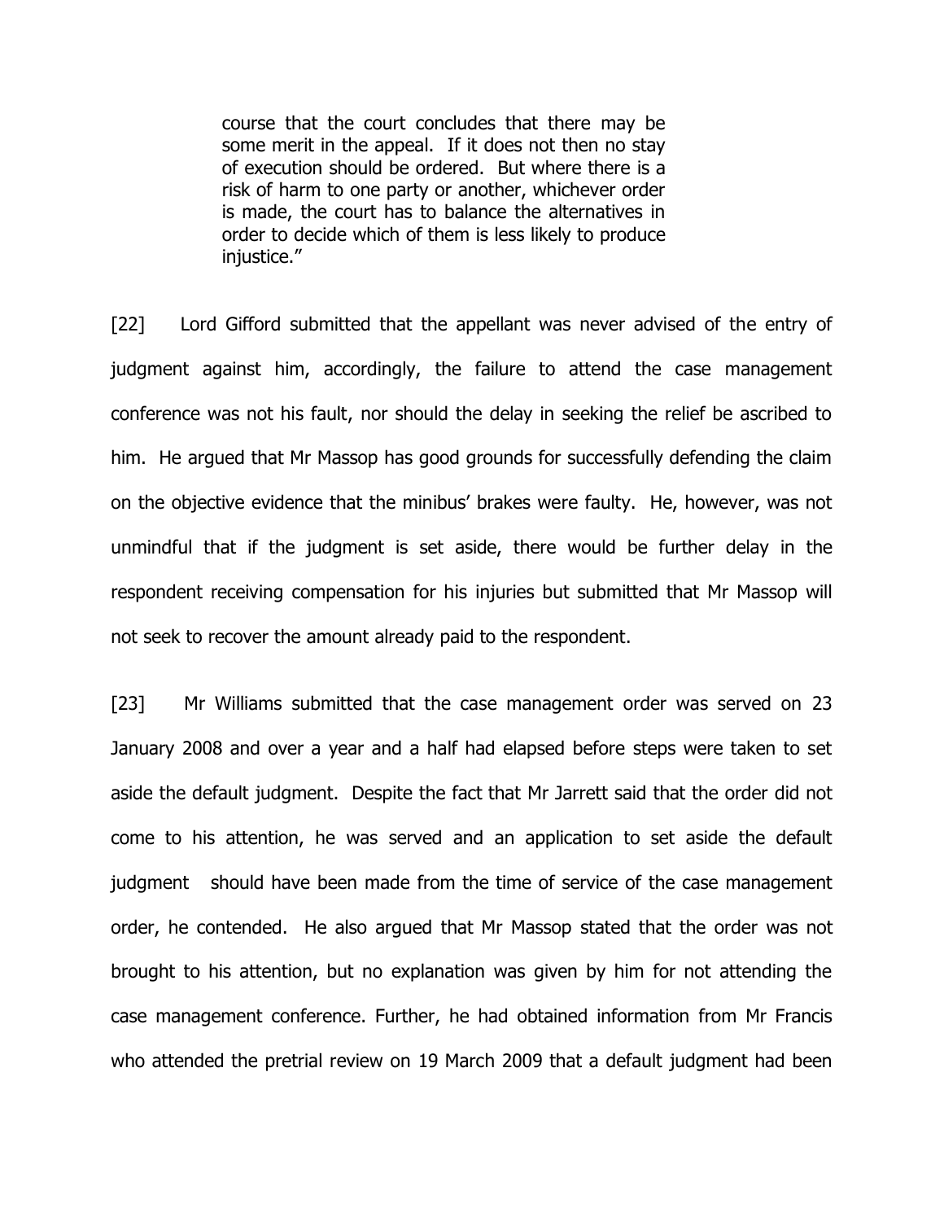> course that the court concludes that there may be some merit in the appeal. If it does not then no stay of execution should be ordered. But where there is a risk of harm to one party or another, whichever order is made, the court has to balance the alternatives in order to decide which of them is less likely to produce injustice."

[22] Lord Gifford submitted that the appellant was never advised of the entry of judgment against him, accordingly, the failure to attend the case management conference was not his fault, nor should the delay in seeking the relief be ascribed to him. He argued that Mr Massop has good grounds for successfully defending the claim on the objective evidence that the minibus' brakes were faulty. He, however, was not unmindful that if the judgment is set aside, there would be further delay in the respondent receiving compensation for his injuries but submitted that Mr Massop will not seek to recover the amount already paid to the respondent.

[23] Mr Williams submitted that the case management order was served on 23 January 2008 and over a year and a half had elapsed before steps were taken to set aside the default judgment. Despite the fact that Mr Jarrett said that the order did not come to his attention, he was served and an application to set aside the default judgment should have been made from the time of service of the case management order, he contended. He also argued that Mr Massop stated that the order was not brought to his attention, but no explanation was given by him for not attending the case management conference. Further, he had obtained information from Mr Francis who attended the pretrial review on 19 March 2009 that a default judgment had been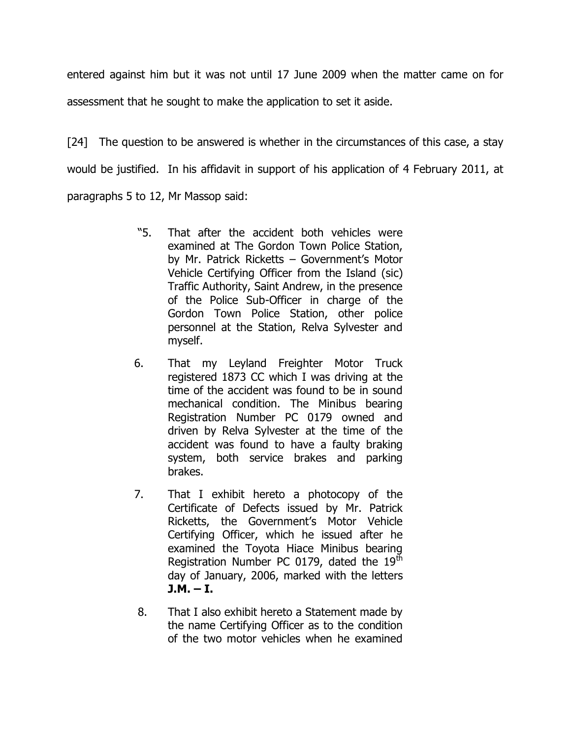entered against him but it was not until 17 June 2009 when the matter came on for assessment that he sought to make the application to set it aside.

[24] The question to be answered is whether in the circumstances of this case, a stay would be justified. In his affidavit in support of his application of 4 February 2011, at paragraphs 5 to 12, Mr Massop said:

> "5. That after the accident both vehicles were examined at The Gordon Town Police Station, by Mr. Patrick Ricketts – Government's Motor Vehicle Certifying Officer from the Island (sic) Traffic Authority, Saint Andrew, in the presence of the Police Sub-Officer in charge of the Gordon Town Police Station, other police personnel at the Station, Relva Sylvester and myself.
>
> 6. That my Leyland Freighter Motor Truck registered 1873 CC which I was driving at the time of the accident was found to be in sound mechanical condition. The Minibus bearing Registration Number PC 0179 owned and driven by Relva Sylvester at the time of the accident was found to have a faulty braking system, both service brakes and parking brakes.
>
> 7. That I exhibit hereto a photocopy of the Certificate of Defects issued by Mr. Patrick Ricketts, the Government's Motor Vehicle Certifying Officer, which he issued after he examined the Toyota Hiace Minibus bearing Registration Number PC 0179, dated the 19th day of January, 2006, marked with the letters **J.M. – I.**
>
> 8. That I also exhibit hereto a Statement made by the name Certifying Officer as to the condition of the two motor vehicles when he examined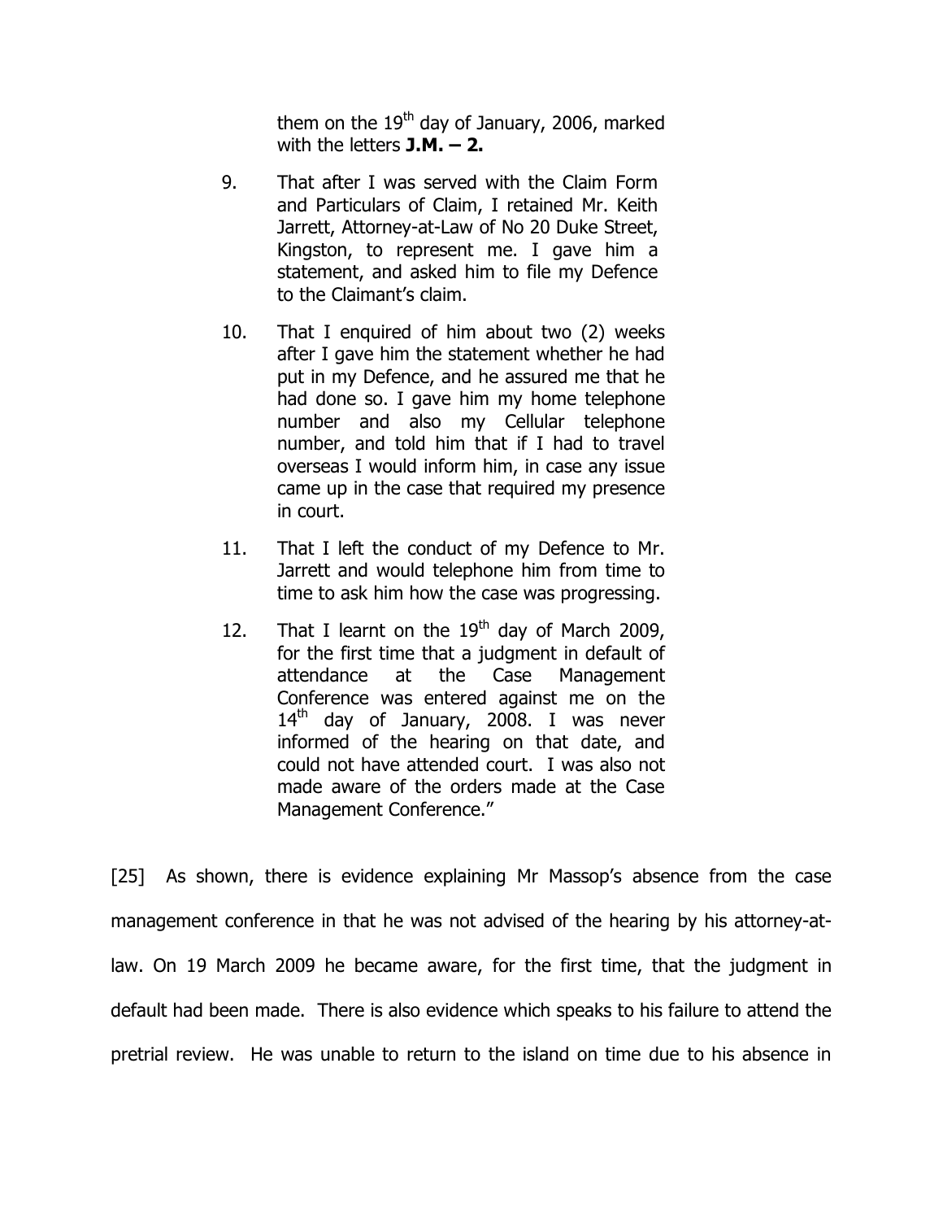them on the 19th day of January, 2006, marked with the letters **J.M. – 2.**

9. That after I was served with the Claim Form and Particulars of Claim, I retained Mr. Keith Jarrett, Attorney-at-Law of No 20 Duke Street, Kingston, to represent me. I gave him a statement, and asked him to file my Defence to the Claimant's claim.

10. That I enquired of him about two (2) weeks after I gave him the statement whether he had put in my Defence, and he assured me that he had done so. I gave him my home telephone number and also my Cellular telephone number, and told him that if I had to travel overseas I would inform him, in case any issue came up in the case that required my presence in court.

11. That I left the conduct of my Defence to Mr. Jarrett and would telephone him from time to time to ask him how the case was progressing.

12. That I learnt on the 19th day of March 2009, for the first time that a judgment in default of attendance at the Case Management Conference was entered against me on the 14th day of January, 2008. I was never informed of the hearing on that date, and could not have attended court. I was also not made aware of the orders made at the Case Management Conference."

[25] As shown, there is evidence explaining Mr Massop's absence from the case management conference in that he was not advised of the hearing by his attorney-at-law. On 19 March 2009 he became aware, for the first time, that the judgment in default had been made. There is also evidence which speaks to his failure to attend the pretrial review. He was unable to return to the island on time due to his absence in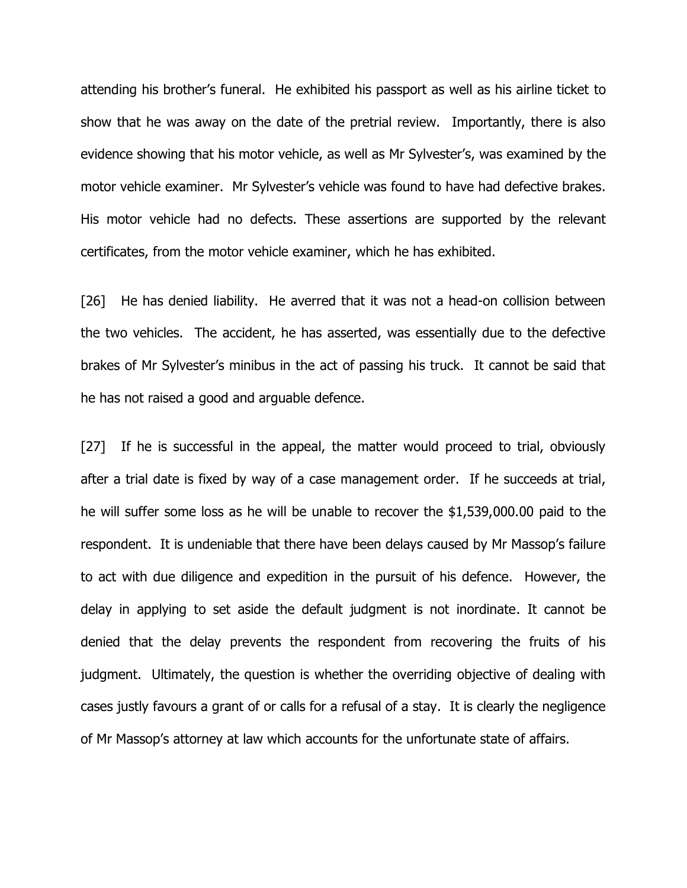attending his brother's funeral. He exhibited his passport as well as his airline ticket to show that he was away on the date of the pretrial review. Importantly, there is also evidence showing that his motor vehicle, as well as Mr Sylvester's, was examined by the motor vehicle examiner. Mr Sylvester's vehicle was found to have had defective brakes. His motor vehicle had no defects. These assertions are supported by the relevant certificates, from the motor vehicle examiner, which he has exhibited.

[26] He has denied liability. He averred that it was not a head-on collision between the two vehicles. The accident, he has asserted, was essentially due to the defective brakes of Mr Sylvester's minibus in the act of passing his truck. It cannot be said that he has not raised a good and arguable defence.

[27] If he is successful in the appeal, the matter would proceed to trial, obviously after a trial date is fixed by way of a case management order. If he succeeds at trial, he will suffer some loss as he will be unable to recover the $1,539,000.00 paid to the respondent. It is undeniable that there have been delays caused by Mr Massop's failure to act with due diligence and expedition in the pursuit of his defence. However, the delay in applying to set aside the default judgment is not inordinate. It cannot be denied that the delay prevents the respondent from recovering the fruits of his judgment. Ultimately, the question is whether the overriding objective of dealing with cases justly favours a grant of or calls for a refusal of a stay. It is clearly the negligence of Mr Massop's attorney at law which accounts for the unfortunate state of affairs.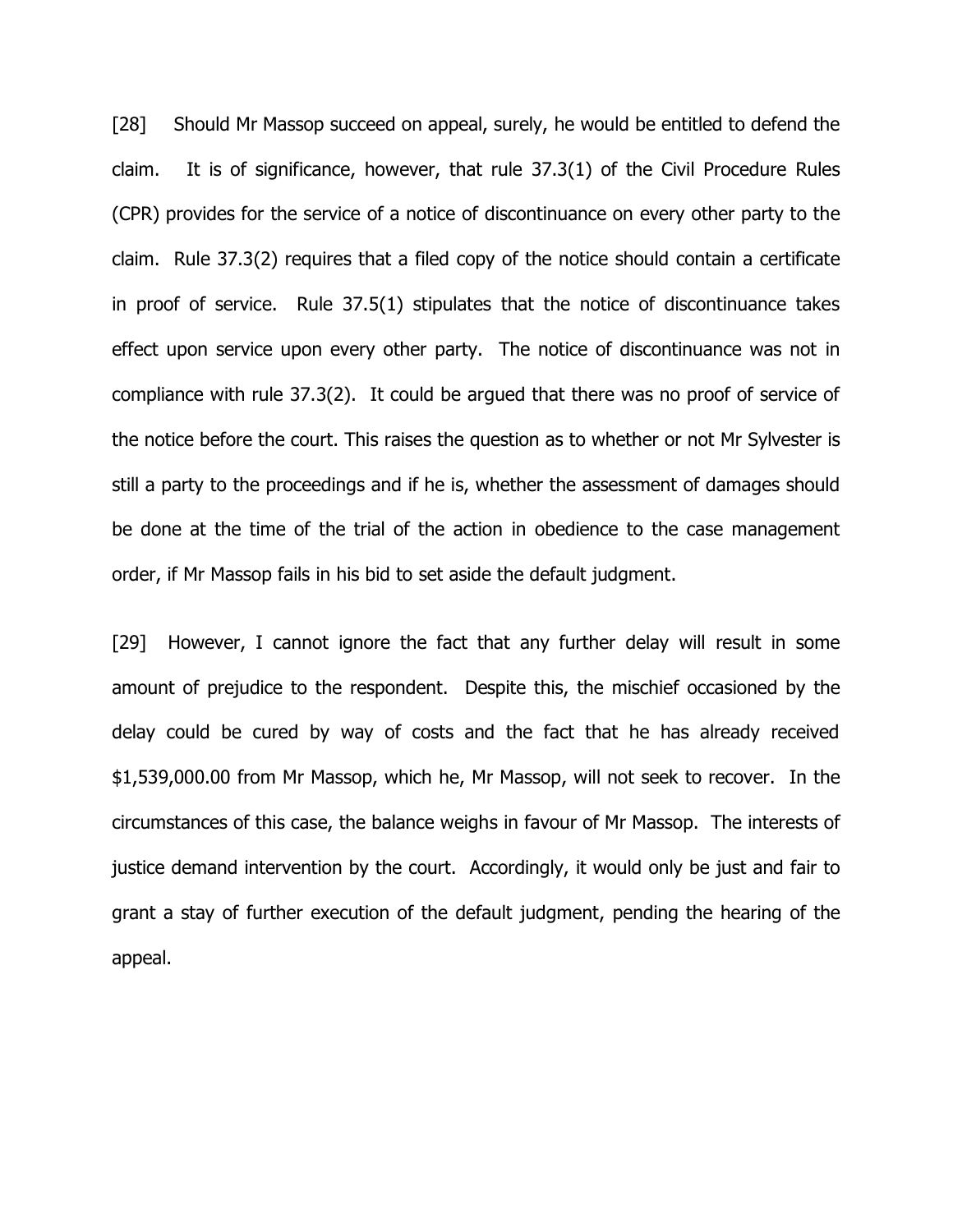[28] Should Mr Massop succeed on appeal, surely, he would be entitled to defend the claim. It is of significance, however, that rule 37.3(1) of the Civil Procedure Rules (CPR) provides for the service of a notice of discontinuance on every other party to the claim. Rule 37.3(2) requires that a filed copy of the notice should contain a certificate in proof of service. Rule 37.5(1) stipulates that the notice of discontinuance takes effect upon service upon every other party. The notice of discontinuance was not in compliance with rule 37.3(2). It could be argued that there was no proof of service of the notice before the court. This raises the question as to whether or not Mr Sylvester is still a party to the proceedings and if he is, whether the assessment of damages should be done at the time of the trial of the action in obedience to the case management order, if Mr Massop fails in his bid to set aside the default judgment.

[29] However, I cannot ignore the fact that any further delay will result in some amount of prejudice to the respondent. Despite this, the mischief occasioned by the delay could be cured by way of costs and the fact that he has already received $1,539,000.00 from Mr Massop, which he, Mr Massop, will not seek to recover. In the circumstances of this case, the balance weighs in favour of Mr Massop. The interests of justice demand intervention by the court. Accordingly, it would only be just and fair to grant a stay of further execution of the default judgment, pending the hearing of the appeal.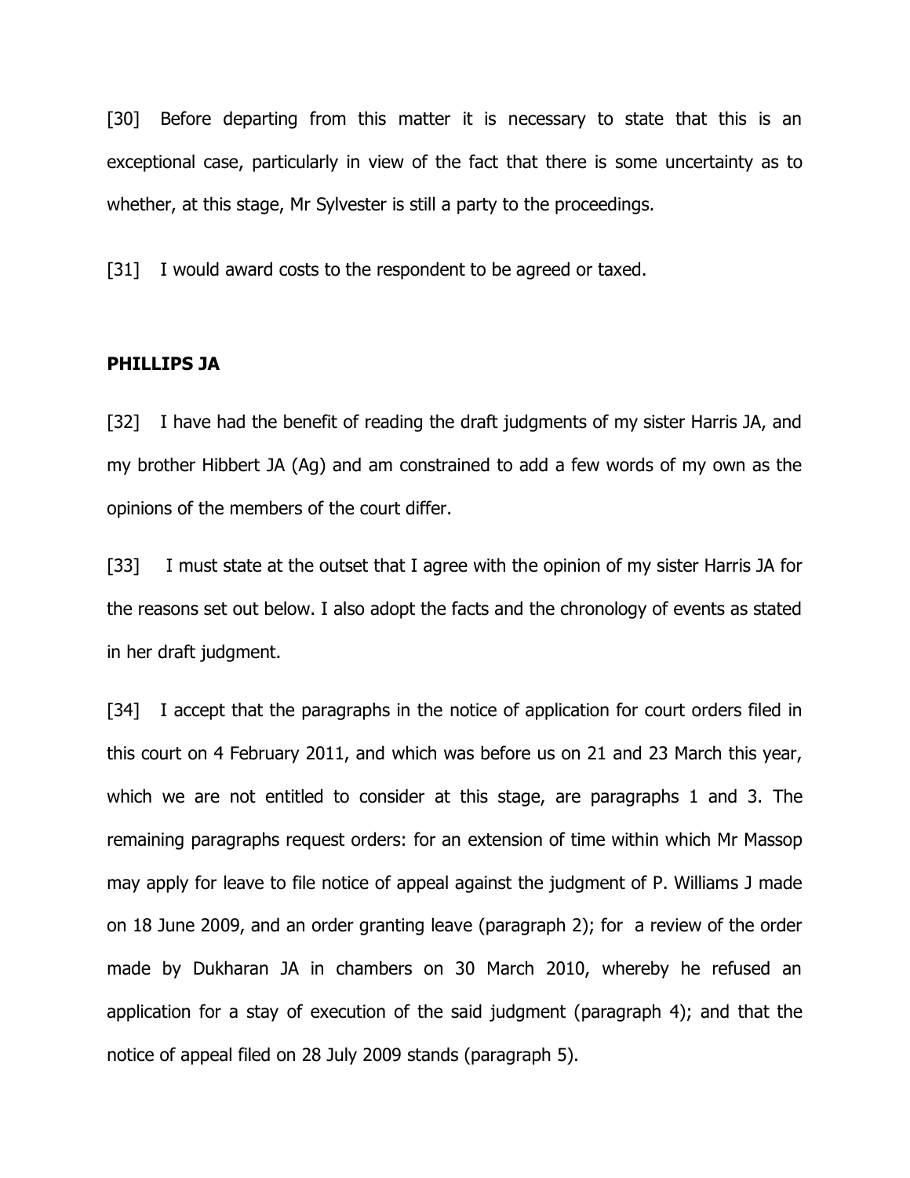[30] Before departing from this matter it is necessary to state that this is an exceptional case, particularly in view of the fact that there is some uncertainty as to whether, at this stage, Mr Sylvester is still a party to the proceedings.

[31] I would award costs to the respondent to be agreed or taxed.

**PHILLIPS JA**

[32] I have had the benefit of reading the draft judgments of my sister Harris JA, and my brother Hibbert JA (Ag) and am constrained to add a few words of my own as the opinions of the members of the court differ.

[33] I must state at the outset that I agree with the opinion of my sister Harris JA for the reasons set out below. I also adopt the facts and the chronology of events as stated in her draft judgment.

[34] I accept that the paragraphs in the notice of application for court orders filed in this court on 4 February 2011, and which was before us on 21 and 23 March this year, which we are not entitled to consider at this stage, are paragraphs 1 and 3. The remaining paragraphs request orders: for an extension of time within which Mr Massop may apply for leave to file notice of appeal against the judgment of P. Williams J made on 18 June 2009, and an order granting leave (paragraph 2); for a review of the order made by Dukharan JA in chambers on 30 March 2010, whereby he refused an application for a stay of execution of the said judgment (paragraph 4); and that the notice of appeal filed on 28 July 2009 stands (paragraph 5).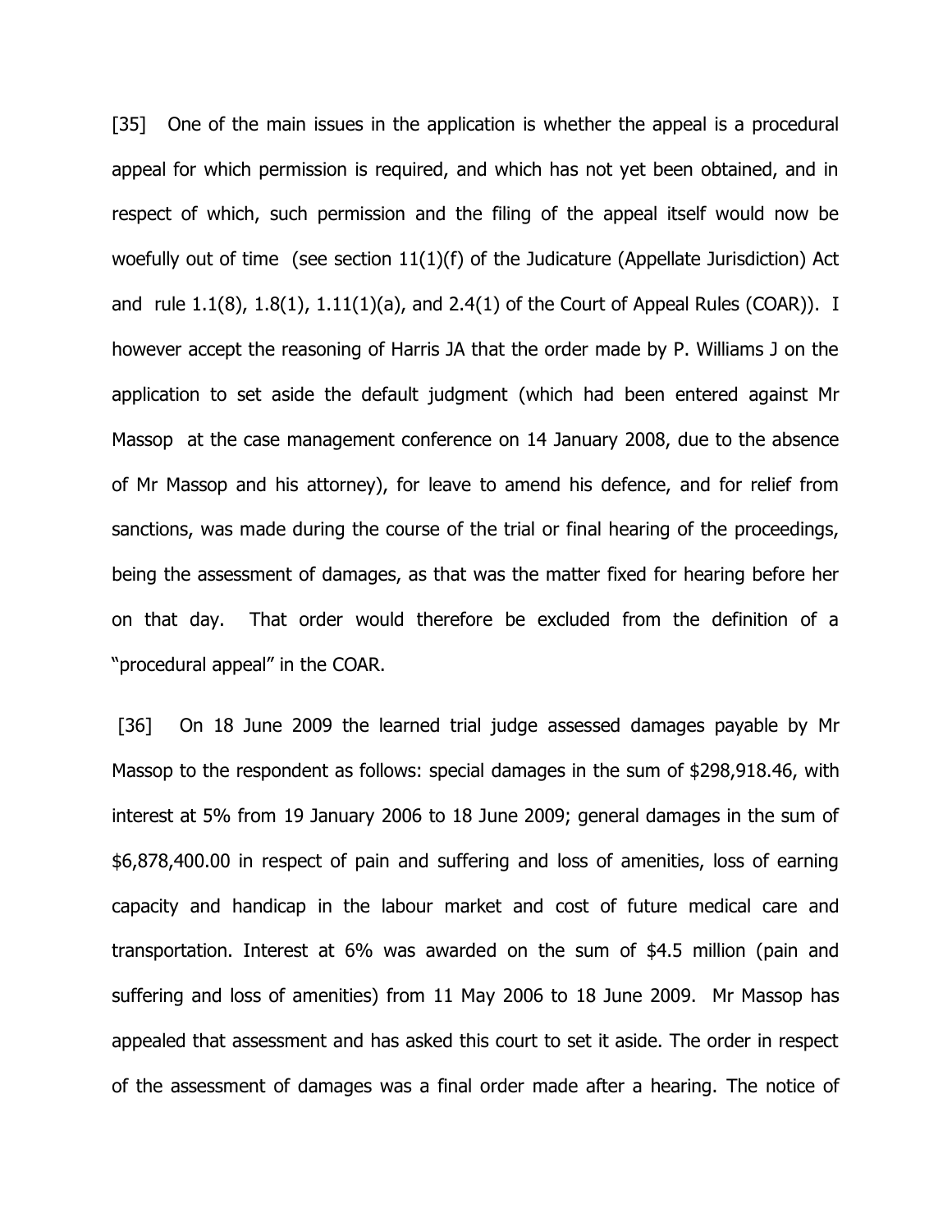[35] One of the main issues in the application is whether the appeal is a procedural appeal for which permission is required, and which has not yet been obtained, and in respect of which, such permission and the filing of the appeal itself would now be woefully out of time (see section 11(1)(f) of the Judicature (Appellate Jurisdiction) Act and rule 1.1(8), 1.8(1), 1.11(1)(a), and 2.4(1) of the Court of Appeal Rules (COAR)). I however accept the reasoning of Harris JA that the order made by P. Williams J on the application to set aside the default judgment (which had been entered against Mr Massop at the case management conference on 14 January 2008, due to the absence of Mr Massop and his attorney), for leave to amend his defence, and for relief from sanctions, was made during the course of the trial or final hearing of the proceedings, being the assessment of damages, as that was the matter fixed for hearing before her on that day. That order would therefore be excluded from the definition of a "procedural appeal" in the COAR.

[36] On 18 June 2009 the learned trial judge assessed damages payable by Mr Massop to the respondent as follows: special damages in the sum of $298,918.46, with interest at 5% from 19 January 2006 to 18 June 2009; general damages in the sum of $6,878,400.00 in respect of pain and suffering and loss of amenities, loss of earning capacity and handicap in the labour market and cost of future medical care and transportation. Interest at 6% was awarded on the sum of $4.5 million (pain and suffering and loss of amenities) from 11 May 2006 to 18 June 2009. Mr Massop has appealed that assessment and has asked this court to set it aside. The order in respect of the assessment of damages was a final order made after a hearing. The notice of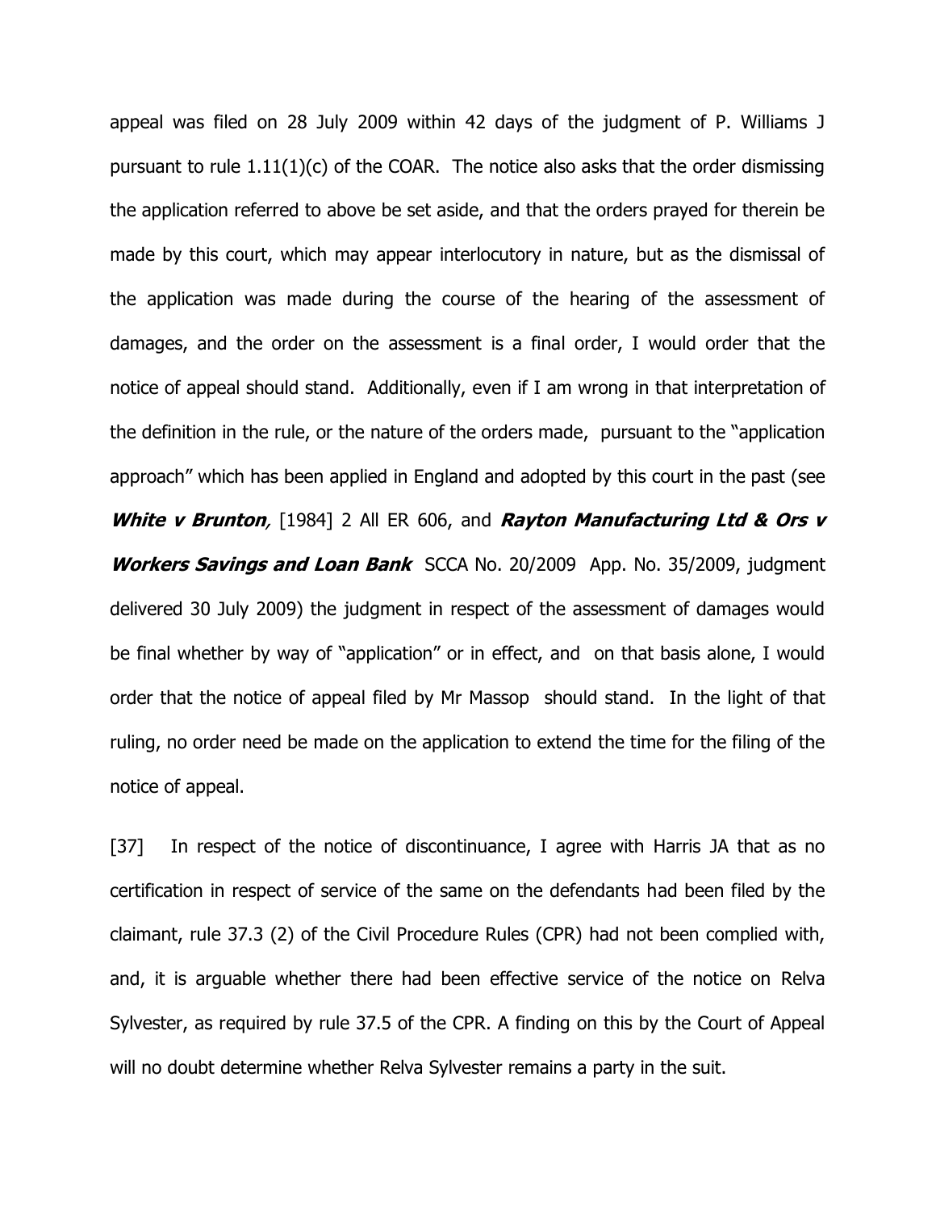appeal was filed on 28 July 2009 within 42 days of the judgment of P. Williams J pursuant to rule 1.11(1)(c) of the COAR. The notice also asks that the order dismissing the application referred to above be set aside, and that the orders prayed for therein be made by this court, which may appear interlocutory in nature, but as the dismissal of the application was made during the course of the hearing of the assessment of damages, and the order on the assessment is a final order, I would order that the notice of appeal should stand. Additionally, even if I am wrong in that interpretation of the definition in the rule, or the nature of the orders made, pursuant to the "application approach" which has been applied in England and adopted by this court in the past (see ***White v Brunton***, [1984] 2 All ER 606, and ***Rayton Manufacturing Ltd & Ors v Workers Savings and Loan Bank*** SCCA No. 20/2009 App. No. 35/2009, judgment delivered 30 July 2009) the judgment in respect of the assessment of damages would be final whether by way of "application" or in effect, and on that basis alone, I would order that the notice of appeal filed by Mr Massop should stand. In the light of that ruling, no order need be made on the application to extend the time for the filing of the notice of appeal.

[37] In respect of the notice of discontinuance, I agree with Harris JA that as no certification in respect of service of the same on the defendants had been filed by the claimant, rule 37.3 (2) of the Civil Procedure Rules (CPR) had not been complied with, and, it is arguable whether there had been effective service of the notice on Relva Sylvester, as required by rule 37.5 of the CPR. A finding on this by the Court of Appeal will no doubt determine whether Relva Sylvester remains a party in the suit.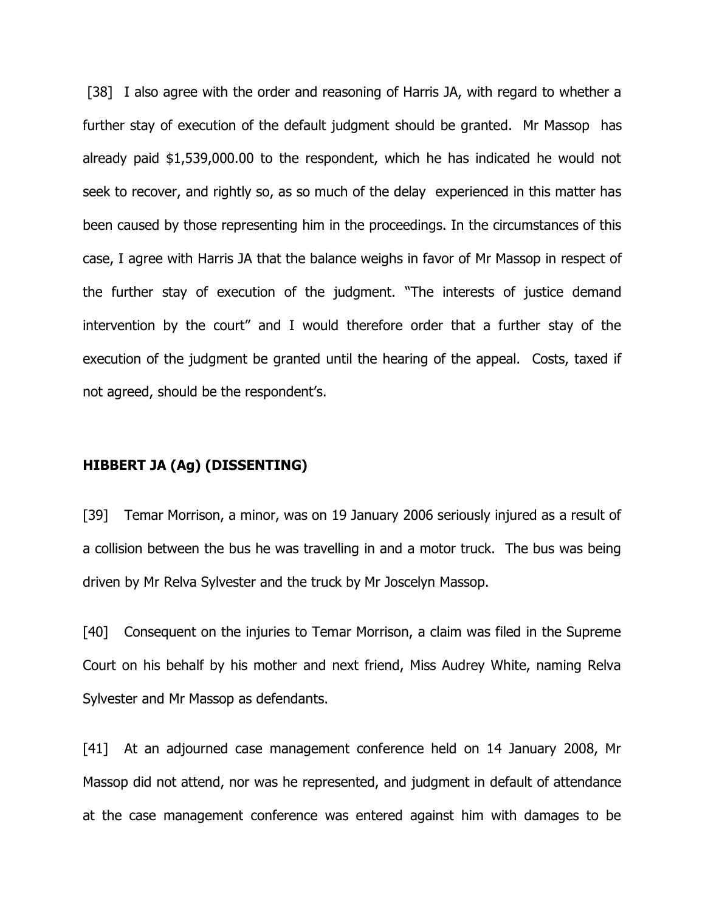[38] I also agree with the order and reasoning of Harris JA, with regard to whether a further stay of execution of the default judgment should be granted. Mr Massop has already paid $1,539,000.00 to the respondent, which he has indicated he would not seek to recover, and rightly so, as so much of the delay experienced in this matter has been caused by those representing him in the proceedings. In the circumstances of this case, I agree with Harris JA that the balance weighs in favor of Mr Massop in respect of the further stay of execution of the judgment. "The interests of justice demand intervention by the court" and I would therefore order that a further stay of the execution of the judgment be granted until the hearing of the appeal. Costs, taxed if not agreed, should be the respondent's.

**HIBBERT JA (Ag) (DISSENTING)**

[39] Temar Morrison, a minor, was on 19 January 2006 seriously injured as a result of a collision between the bus he was travelling in and a motor truck. The bus was being driven by Mr Relva Sylvester and the truck by Mr Joscelyn Massop.

[40] Consequent on the injuries to Temar Morrison, a claim was filed in the Supreme Court on his behalf by his mother and next friend, Miss Audrey White, naming Relva Sylvester and Mr Massop as defendants.

[41] At an adjourned case management conference held on 14 January 2008, Mr Massop did not attend, nor was he represented, and judgment in default of attendance at the case management conference was entered against him with damages to be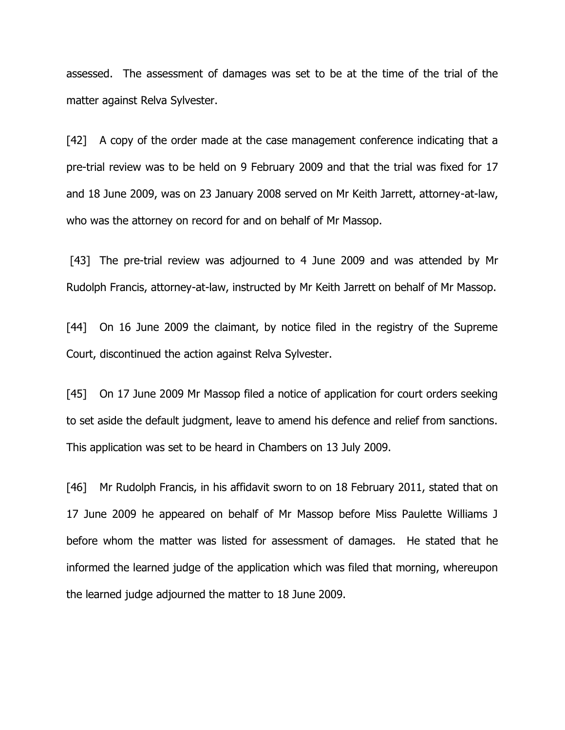assessed. The assessment of damages was set to be at the time of the trial of the matter against Relva Sylvester.

[42] A copy of the order made at the case management conference indicating that a pre-trial review was to be held on 9 February 2009 and that the trial was fixed for 17 and 18 June 2009, was on 23 January 2008 served on Mr Keith Jarrett, attorney-at-law, who was the attorney on record for and on behalf of Mr Massop.

[43] The pre-trial review was adjourned to 4 June 2009 and was attended by Mr Rudolph Francis, attorney-at-law, instructed by Mr Keith Jarrett on behalf of Mr Massop.

[44] On 16 June 2009 the claimant, by notice filed in the registry of the Supreme Court, discontinued the action against Relva Sylvester.

[45] On 17 June 2009 Mr Massop filed a notice of application for court orders seeking to set aside the default judgment, leave to amend his defence and relief from sanctions. This application was set to be heard in Chambers on 13 July 2009.

[46] Mr Rudolph Francis, in his affidavit sworn to on 18 February 2011, stated that on 17 June 2009 he appeared on behalf of Mr Massop before Miss Paulette Williams J before whom the matter was listed for assessment of damages. He stated that he informed the learned judge of the application which was filed that morning, whereupon the learned judge adjourned the matter to 18 June 2009.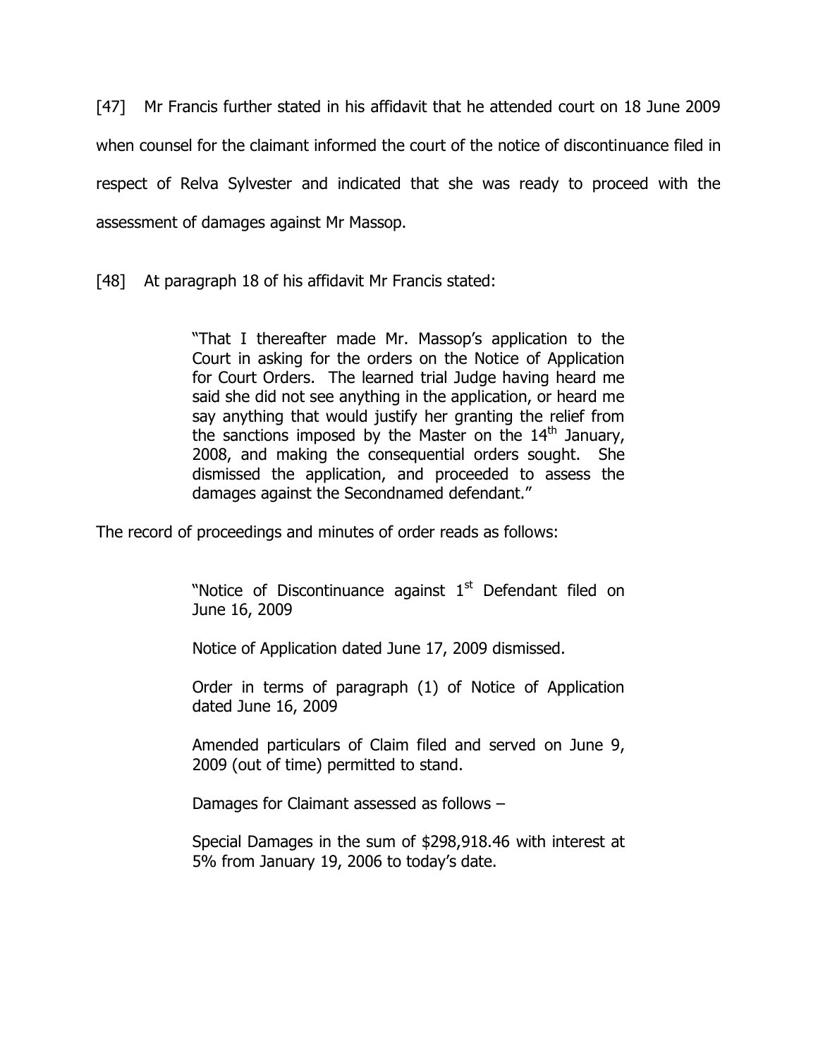[47] Mr Francis further stated in his affidavit that he attended court on 18 June 2009 when counsel for the claimant informed the court of the notice of discontinuance filed in respect of Relva Sylvester and indicated that she was ready to proceed with the assessment of damages against Mr Massop.

[48] At paragraph 18 of his affidavit Mr Francis stated:

> "That I thereafter made Mr. Massop's application to the Court in asking for the orders on the Notice of Application for Court Orders. The learned trial Judge having heard me said she did not see anything in the application, or heard me say anything that would justify her granting the relief from the sanctions imposed by the Master on the 14th January, 2008, and making the consequential orders sought. She dismissed the application, and proceeded to assess the damages against the Secondnamed defendant."

The record of proceedings and minutes of order reads as follows:

> "Notice of Discontinuance against 1st Defendant filed on June 16, 2009
>
> Notice of Application dated June 17, 2009 dismissed.
>
> Order in terms of paragraph (1) of Notice of Application dated June 16, 2009
>
> Amended particulars of Claim filed and served on June 9, 2009 (out of time) permitted to stand.
>
> Damages for Claimant assessed as follows –
>
> Special Damages in the sum of $298,918.46 with interest at 5% from January 19, 2006 to today's date.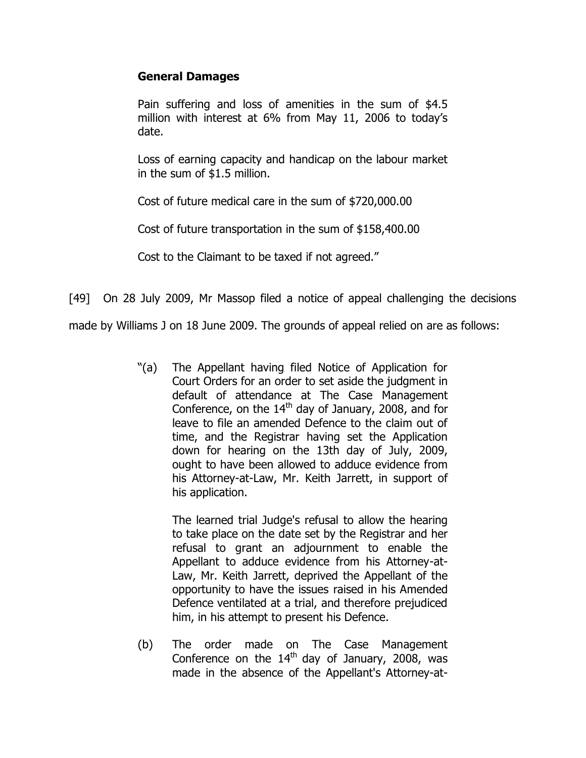**General Damages**

> Pain suffering and loss of amenities in the sum of $4.5 million with interest at 6% from May 11, 2006 to today's date.
>
> Loss of earning capacity and handicap on the labour market in the sum of $1.5 million.
>
> Cost of future medical care in the sum of $720,000.00
>
> Cost of future transportation in the sum of $158,400.00
>
> Cost to the Claimant to be taxed if not agreed."

[49] On 28 July 2009, Mr Massop filed a notice of appeal challenging the decisions made by Williams J on 18 June 2009. The grounds of appeal relied on are as follows:

> "(a) The Appellant having filed Notice of Application for Court Orders for an order to set aside the judgment in default of attendance at The Case Management Conference, on the 14th day of January, 2008, and for leave to file an amended Defence to the claim out of time, and the Registrar having set the Application down for hearing on the 13th day of July, 2009, ought to have been allowed to adduce evidence from his Attorney-at-Law, Mr. Keith Jarrett, in support of his application.
>
> The learned trial Judge's refusal to allow the hearing to take place on the date set by the Registrar and her refusal to grant an adjournment to enable the Appellant to adduce evidence from his Attorney-at-Law, Mr. Keith Jarrett, deprived the Appellant of the opportunity to have the issues raised in his Amended Defence ventilated at a trial, and therefore prejudiced him, in his attempt to present his Defence.
>
> (b) The order made on The Case Management Conference on the 14th day of January, 2008, was made in the absence of the Appellant's Attorney-at-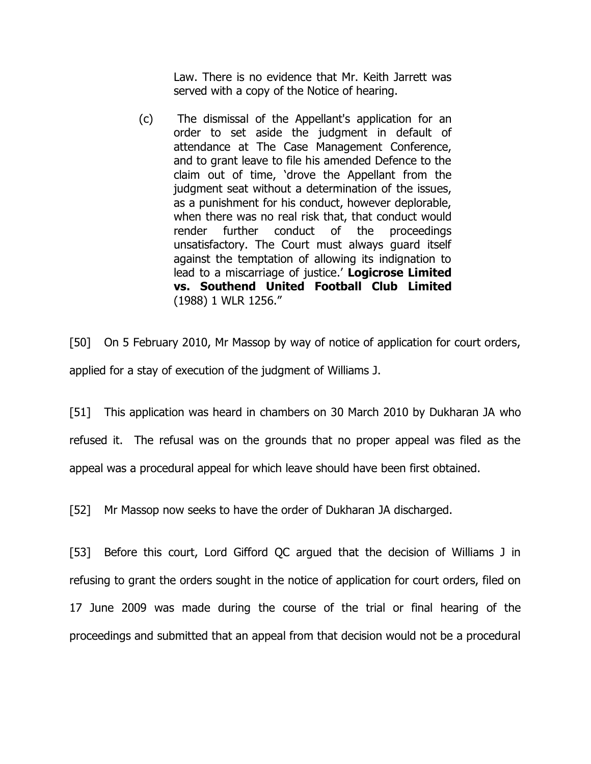> Law. There is no evidence that Mr. Keith Jarrett was served with a copy of the Notice of hearing.
>
> (c) The dismissal of the Appellant's application for an order to set aside the judgment in default of attendance at The Case Management Conference, and to grant leave to file his amended Defence to the claim out of time, 'drove the Appellant from the judgment seat without a determination of the issues, as a punishment for his conduct, however deplorable, when there was no real risk that, that conduct would render further conduct of the proceedings unsatisfactory. The Court must always guard itself against the temptation of allowing its indignation to lead to a miscarriage of justice.' **Logicrose Limited vs. Southend United Football Club Limited** (1988) 1 WLR 1256."

[50] On 5 February 2010, Mr Massop by way of notice of application for court orders, applied for a stay of execution of the judgment of Williams J.

[51] This application was heard in chambers on 30 March 2010 by Dukharan JA who refused it. The refusal was on the grounds that no proper appeal was filed as the appeal was a procedural appeal for which leave should have been first obtained.

[52] Mr Massop now seeks to have the order of Dukharan JA discharged.

[53] Before this court, Lord Gifford QC argued that the decision of Williams J in refusing to grant the orders sought in the notice of application for court orders, filed on 17 June 2009 was made during the course of the trial or final hearing of the proceedings and submitted that an appeal from that decision would not be a procedural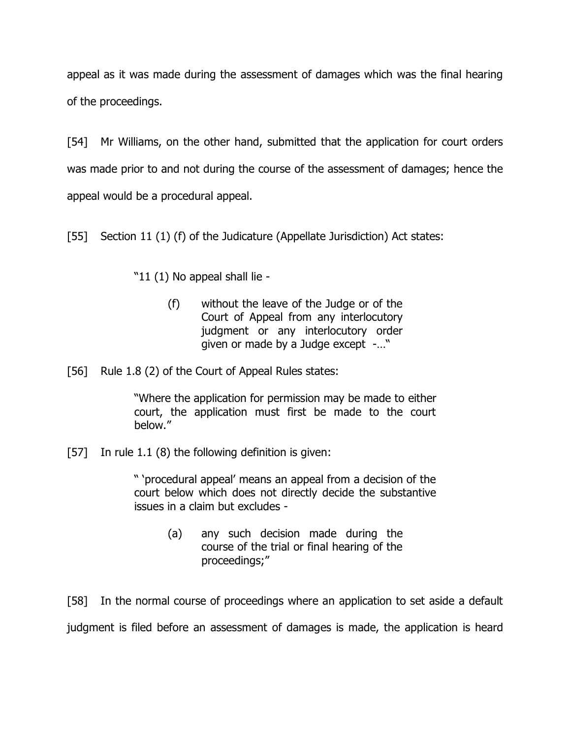appeal as it was made during the assessment of damages which was the final hearing of the proceedings.

[54] Mr Williams, on the other hand, submitted that the application for court orders was made prior to and not during the course of the assessment of damages; hence the appeal would be a procedural appeal.

[55] Section 11 (1) (f) of the Judicature (Appellate Jurisdiction) Act states:

> "11 (1) No appeal shall lie -
>
> (f) without the leave of the Judge or of the Court of Appeal from any interlocutory judgment or any interlocutory order given or made by a Judge except -…"

[56] Rule 1.8 (2) of the Court of Appeal Rules states:

> "Where the application for permission may be made to either court, the application must first be made to the court below."

[57] In rule 1.1 (8) the following definition is given:

> " 'procedural appeal' means an appeal from a decision of the court below which does not directly decide the substantive issues in a claim but excludes -
>
> (a) any such decision made during the course of the trial or final hearing of the proceedings;"

[58] In the normal course of proceedings where an application to set aside a default judgment is filed before an assessment of damages is made, the application is heard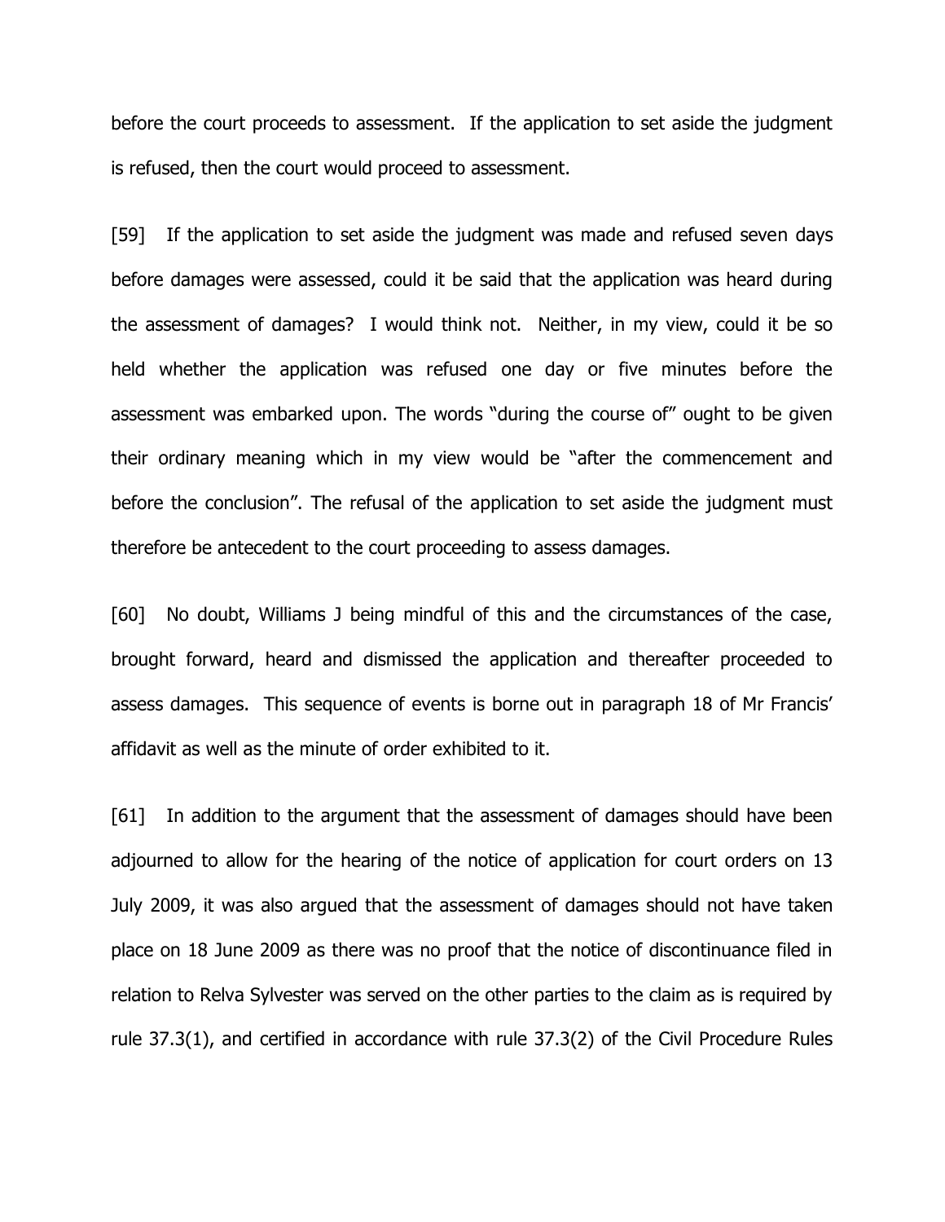before the court proceeds to assessment. If the application to set aside the judgment is refused, then the court would proceed to assessment.

[59] If the application to set aside the judgment was made and refused seven days before damages were assessed, could it be said that the application was heard during the assessment of damages? I would think not. Neither, in my view, could it be so held whether the application was refused one day or five minutes before the assessment was embarked upon. The words "during the course of" ought to be given their ordinary meaning which in my view would be "after the commencement and before the conclusion". The refusal of the application to set aside the judgment must therefore be antecedent to the court proceeding to assess damages.

[60] No doubt, Williams J being mindful of this and the circumstances of the case, brought forward, heard and dismissed the application and thereafter proceeded to assess damages. This sequence of events is borne out in paragraph 18 of Mr Francis' affidavit as well as the minute of order exhibited to it.

[61] In addition to the argument that the assessment of damages should have been adjourned to allow for the hearing of the notice of application for court orders on 13 July 2009, it was also argued that the assessment of damages should not have taken place on 18 June 2009 as there was no proof that the notice of discontinuance filed in relation to Relva Sylvester was served on the other parties to the claim as is required by rule 37.3(1), and certified in accordance with rule 37.3(2) of the Civil Procedure Rules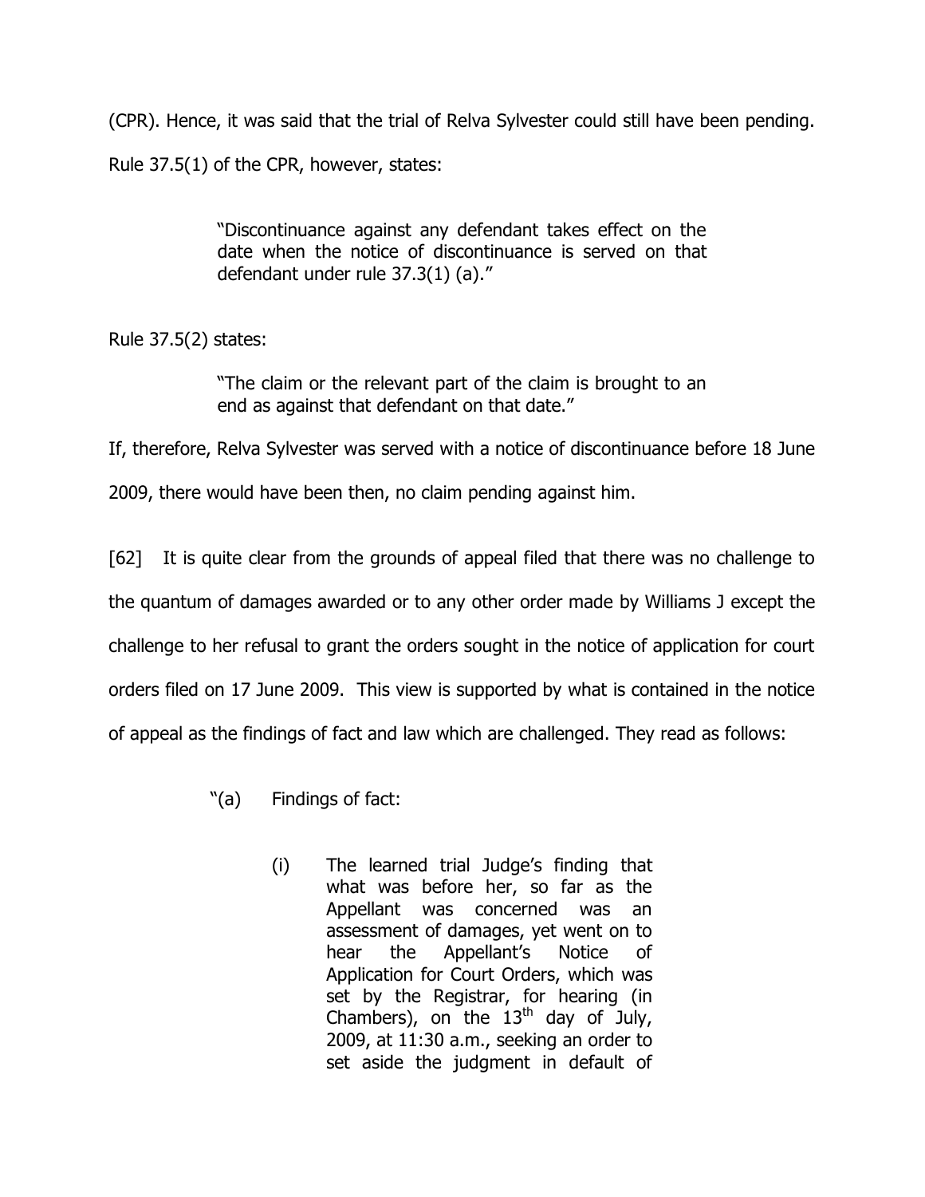(CPR). Hence, it was said that the trial of Relva Sylvester could still have been pending. Rule 37.5(1) of the CPR, however, states:

> "Discontinuance against any defendant takes effect on the date when the notice of discontinuance is served on that defendant under rule 37.3(1) (a)."

Rule 37.5(2) states:

> "The claim or the relevant part of the claim is brought to an end as against that defendant on that date."

If, therefore, Relva Sylvester was served with a notice of discontinuance before 18 June 2009, there would have been then, no claim pending against him.

[62] It is quite clear from the grounds of appeal filed that there was no challenge to the quantum of damages awarded or to any other order made by Williams J except the challenge to her refusal to grant the orders sought in the notice of application for court orders filed on 17 June 2009. This view is supported by what is contained in the notice of appeal as the findings of fact and law which are challenged. They read as follows:

> "(a) Findings of fact:
>
> (i) The learned trial Judge's finding that what was before her, so far as the Appellant was concerned was an assessment of damages, yet went on to hear the Appellant's Notice of Application for Court Orders, which was set by the Registrar, for hearing (in Chambers), on the 13th day of July, 2009, at 11:30 a.m., seeking an order to set aside the judgment in default of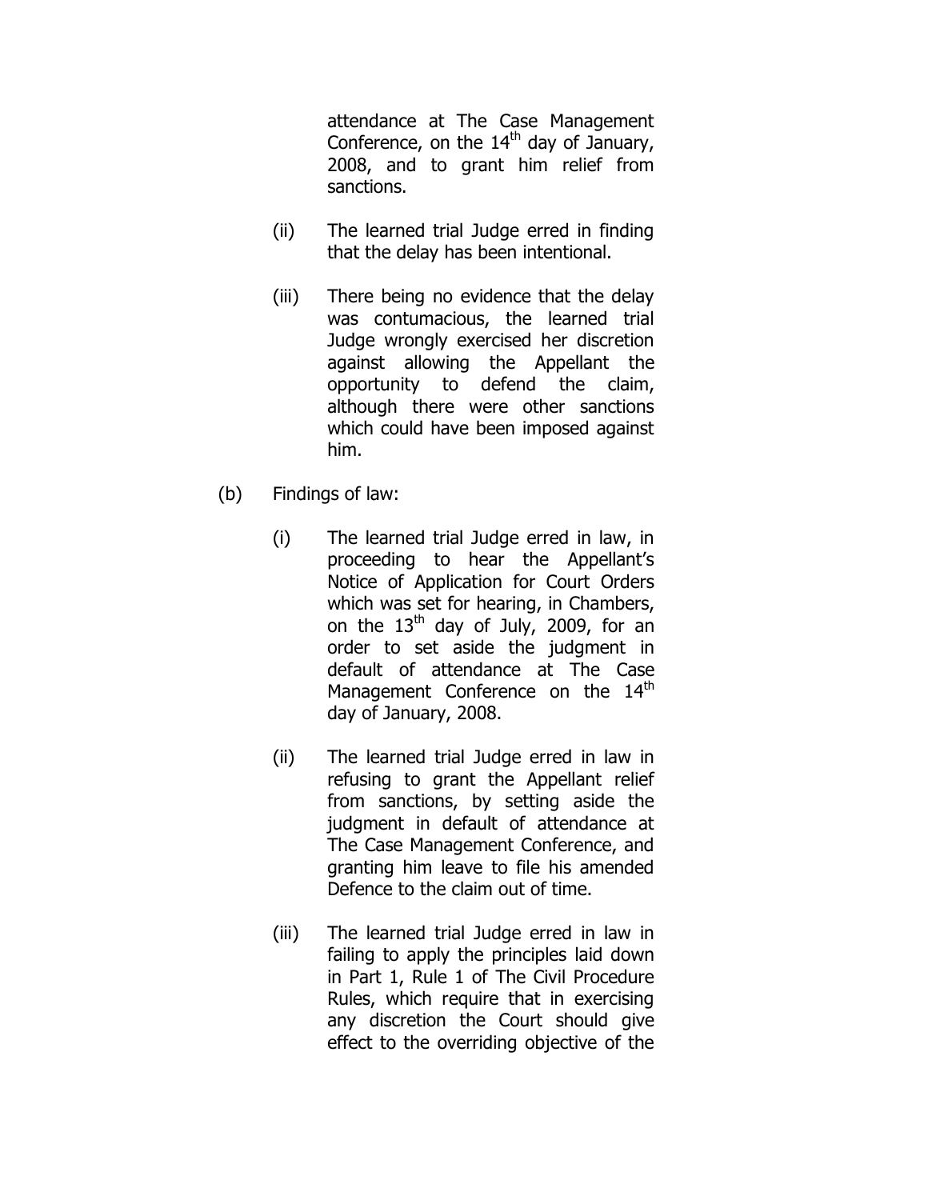attendance at The Case Management Conference, on the 14th day of January, 2008, and to grant him relief from sanctions.

(ii) The learned trial Judge erred in finding that the delay has been intentional.

(iii) There being no evidence that the delay was contumacious, the learned trial Judge wrongly exercised her discretion against allowing the Appellant the opportunity to defend the claim, although there were other sanctions which could have been imposed against him.

(b) Findings of law:

(i) The learned trial Judge erred in law, in proceeding to hear the Appellant's Notice of Application for Court Orders which was set for hearing, in Chambers, on the 13th day of July, 2009, for an order to set aside the judgment in default of attendance at The Case Management Conference on the 14th day of January, 2008.

(ii) The learned trial Judge erred in law in refusing to grant the Appellant relief from sanctions, by setting aside the judgment in default of attendance at The Case Management Conference, and granting him leave to file his amended Defence to the claim out of time.

(iii) The learned trial Judge erred in law in failing to apply the principles laid down in Part 1, Rule 1 of The Civil Procedure Rules, which require that in exercising any discretion the Court should give effect to the overriding objective of the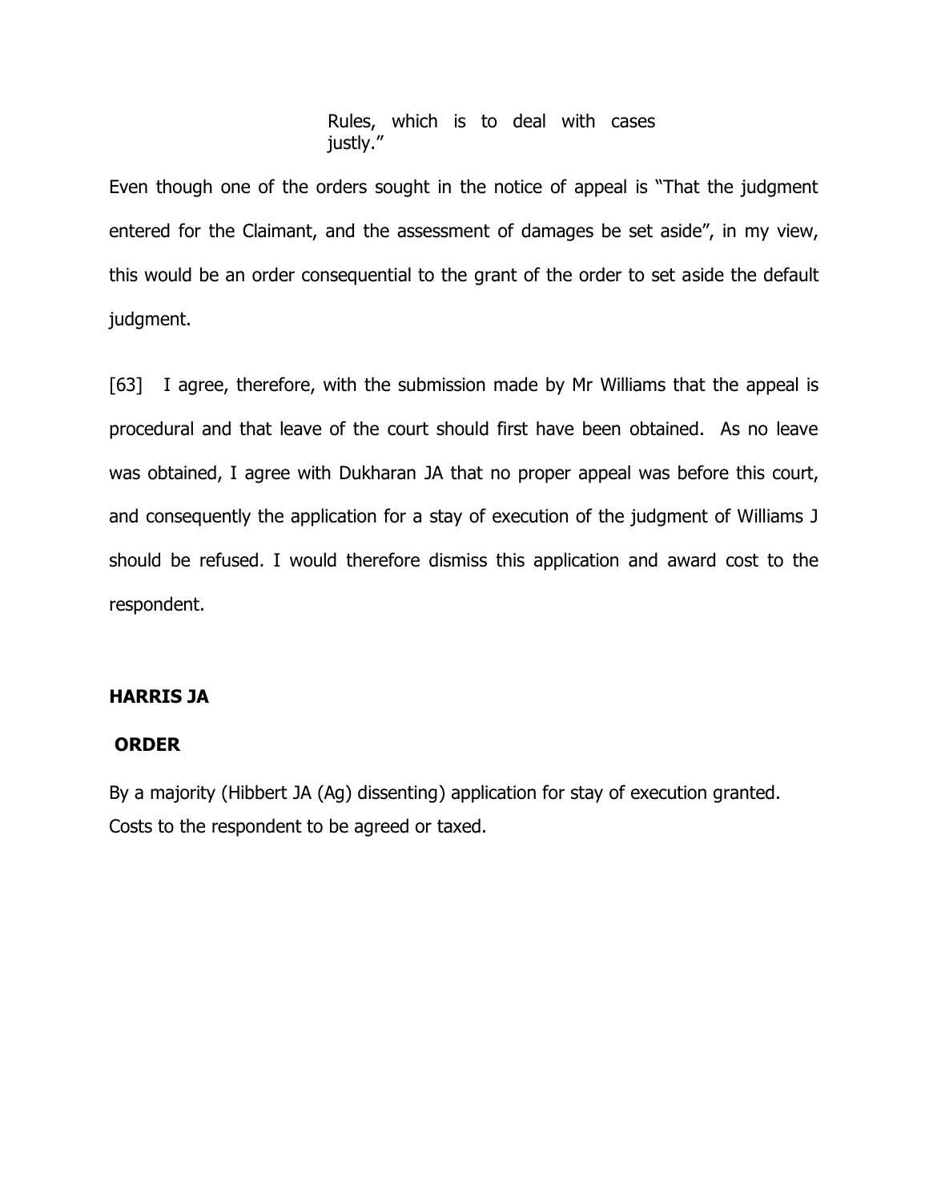> Rules, which is to deal with cases justly."

Even though one of the orders sought in the notice of appeal is "That the judgment entered for the Claimant, and the assessment of damages be set aside", in my view, this would be an order consequential to the grant of the order to set aside the default judgment.

[63] I agree, therefore, with the submission made by Mr Williams that the appeal is procedural and that leave of the court should first have been obtained. As no leave was obtained, I agree with Dukharan JA that no proper appeal was before this court, and consequently the application for a stay of execution of the judgment of Williams J should be refused. I would therefore dismiss this application and award cost to the respondent.

**HARRIS JA**

**ORDER**

By a majority (Hibbert JA (Ag) dissenting) application for stay of execution granted. Costs to the respondent to be agreed or taxed.